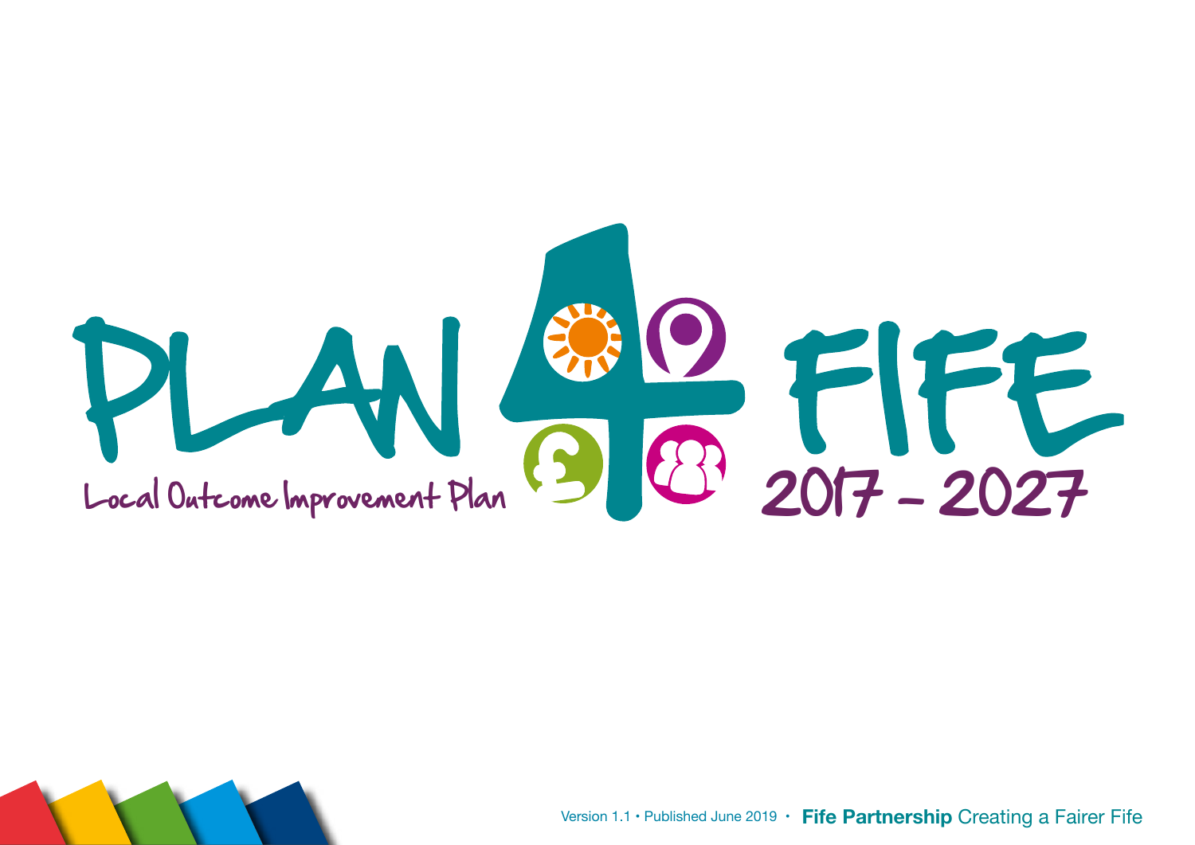# PLAN 4 FIFE

Local Outcome Improvement Plan

2017 - 2027

Version 1.1 • Published June 2019 • **Fife Partnership** Creating a Fairer Fife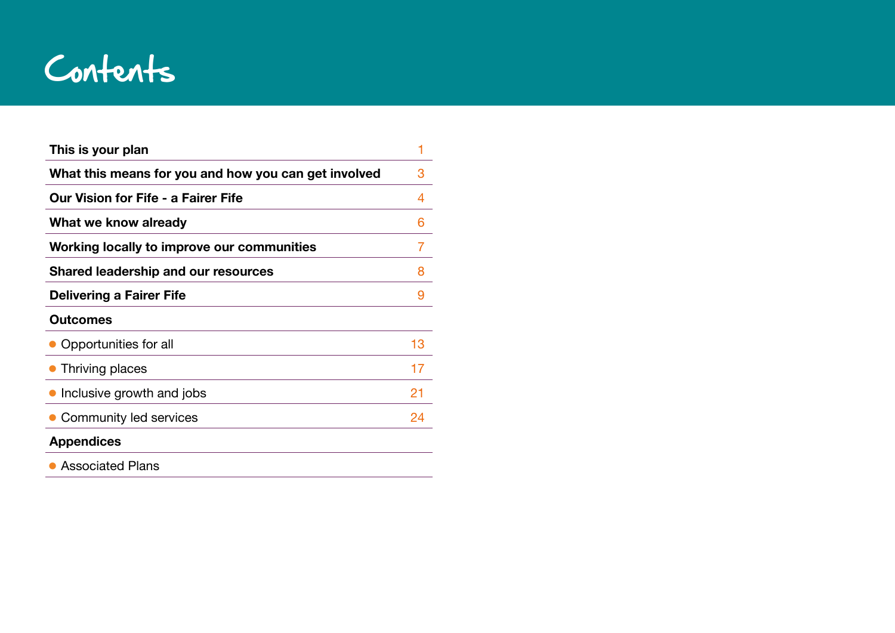# Contents

| | |
|---|---|
| **This is your plan** | 1 |
| **What this means for you and how you can get involved** | 3 |
| **Our Vision for Fife - a Fairer Fife** | 4 |
| **What we know already** | 6 |
| **Working locally to improve our communities** | 7 |
| **Shared leadership and our resources** | 8 |
| **Delivering a Fairer Fife** | 9 |
| **Outcomes** | |
| • Opportunities for all | 13 |
| • Thriving places | 17 |
| • Inclusive growth and jobs | 21 |
| • Community led services | 24 |
| **Appendices** | |
| • Associated Plans | |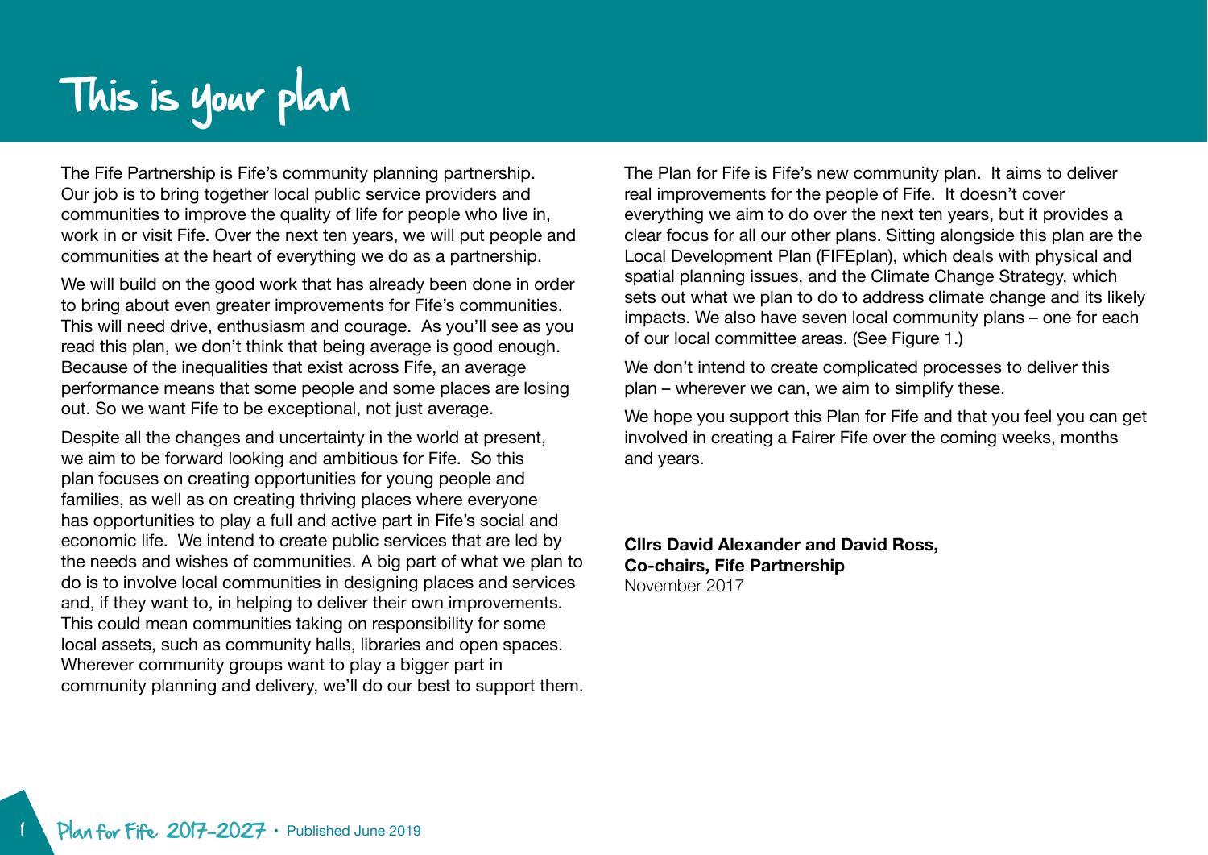# This is your plan

The Fife Partnership is Fife's community planning partnership. Our job is to bring together local public service providers and communities to improve the quality of life for people who live in, work in or visit Fife. Over the next ten years, we will put people and communities at the heart of everything we do as a partnership.

We will build on the good work that has already been done in order to bring about even greater improvements for Fife's communities. This will need drive, enthusiasm and courage. As you'll see as you read this plan, we don't think that being average is good enough. Because of the inequalities that exist across Fife, an average performance means that some people and some places are losing out. So we want Fife to be exceptional, not just average.

Despite all the changes and uncertainty in the world at present, we aim to be forward looking and ambitious for Fife. So this plan focuses on creating opportunities for young people and families, as well as on creating thriving places where everyone has opportunities to play a full and active part in Fife's social and economic life. We intend to create public services that are led by the needs and wishes of communities. A big part of what we plan to do is to involve local communities in designing places and services and, if they want to, in helping to deliver their own improvements. This could mean communities taking on responsibility for some local assets, such as community halls, libraries and open spaces. Wherever community groups want to play a bigger part in community planning and delivery, we'll do our best to support them.

The Plan for Fife is Fife's new community plan. It aims to deliver real improvements for the people of Fife. It doesn't cover everything we aim to do over the next ten years, but it provides a clear focus for all our other plans. Sitting alongside this plan are the Local Development Plan (FIFEplan), which deals with physical and spatial planning issues, and the Climate Change Strategy, which sets out what we plan to do to address climate change and its likely impacts. We also have seven local community plans – one for each of our local committee areas. (See Figure 1.)

We don't intend to create complicated processes to deliver this plan – wherever we can, we aim to simplify these.

We hope you support this Plan for Fife and that you feel you can get involved in creating a Fairer Fife over the coming weeks, months and years.

**Cllrs David Alexander and David Ross,**
**Co-chairs, Fife Partnership**
November 2017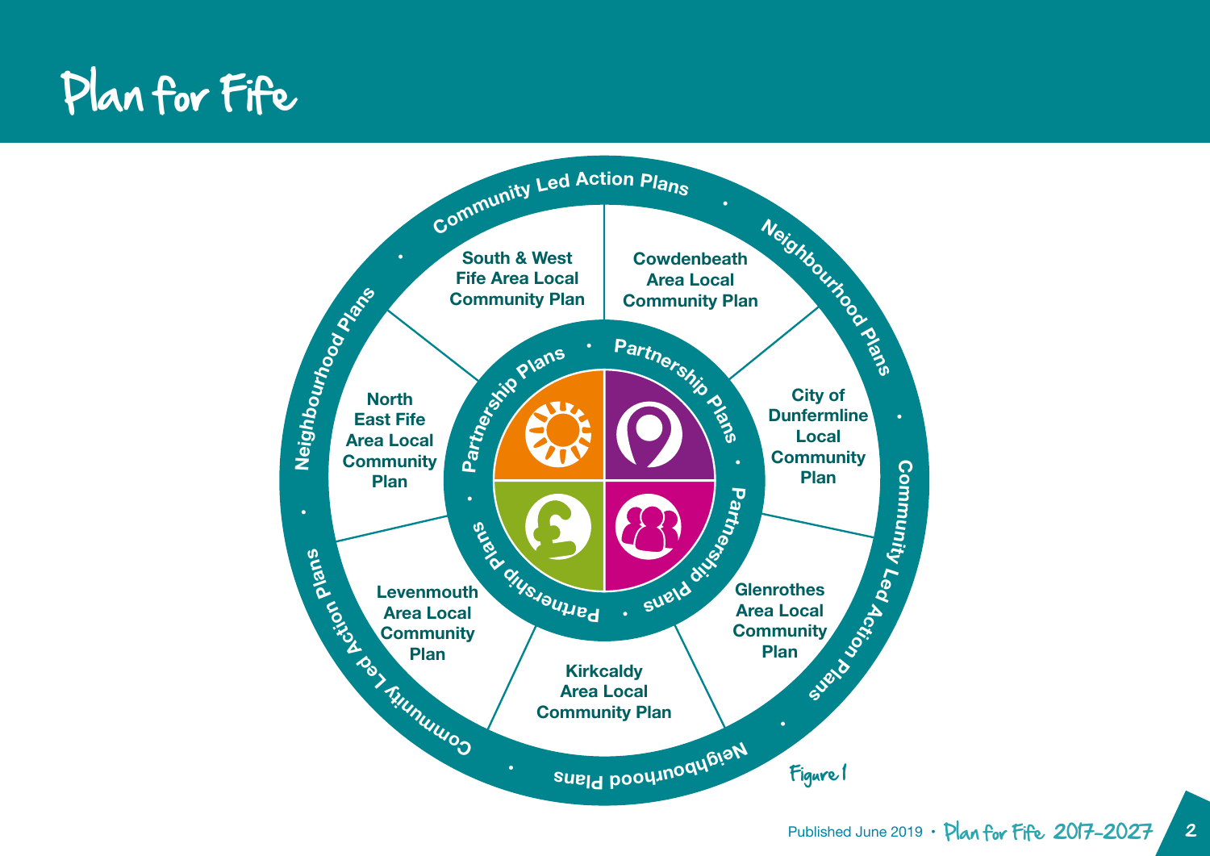# Plan for Fife

Community Led Action Plans • Neighbourhood Plans • Community Led Action Plans • Neighbourhood Plans • Community Led Action Plans • Neighbourhood Plans

Partnership Plans • Partnership Plans • Partnership Plans • Partnership Plans

- South & West Fife Area Local Community Plan
- Cowdenbeath Area Local Community Plan
- City of Dunfermline Local Community Plan
- Glenrothes Area Local Community Plan
- Kirkcaldy Area Local Community Plan
- Levenmouth Area Local Community Plan
- North East Fife Area Local Community Plan

Figure 1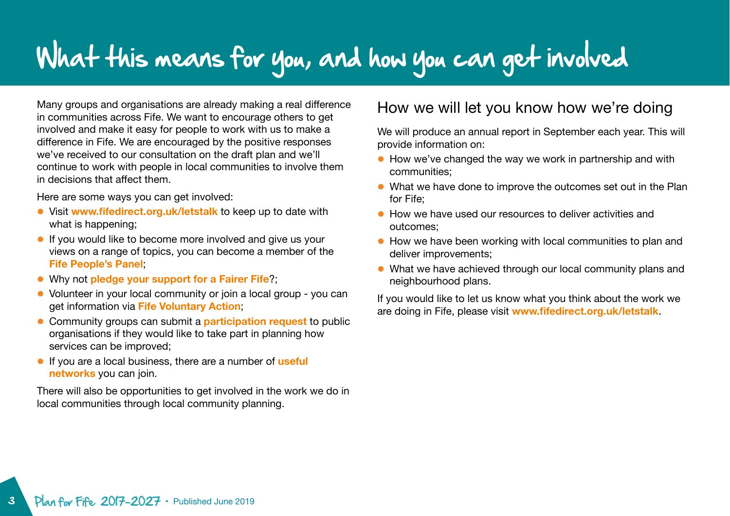# What this means for you, and how you can get involved

Many groups and organisations are already making a real difference in communities across Fife. We want to encourage others to get involved and make it easy for people to work with us to make a difference in Fife. We are encouraged by the positive responses we've received to our consultation on the draft plan and we'll continue to work with people in local communities to involve them in decisions that affect them.

Here are some ways you can get involved:

- Visit **www.fifedirect.org.uk/letstalk** to keep up to date with what is happening;
- If you would like to become more involved and give us your views on a range of topics, you can become a member of the **Fife People's Panel**;
- Why not **pledge your support for a Fairer Fife**?;
- Volunteer in your local community or join a local group - you can get information via **Fife Voluntary Action**;
- Community groups can submit a **participation request** to public organisations if they would like to take part in planning how services can be improved;
- If you are a local business, there are a number of **useful networks** you can join.

There will also be opportunities to get involved in the work we do in local communities through local community planning.

## How we will let you know how we're doing

We will produce an annual report in September each year. This will provide information on:

- How we've changed the way we work in partnership and with communities;
- What we have done to improve the outcomes set out in the Plan for Fife;
- How we have used our resources to deliver activities and outcomes;
- How we have been working with local communities to plan and deliver improvements;
- What we have achieved through our local community plans and neighbourhood plans.

If you would like to let us know what you think about the work we are doing in Fife, please visit **www.fifedirect.org.uk/letstalk**.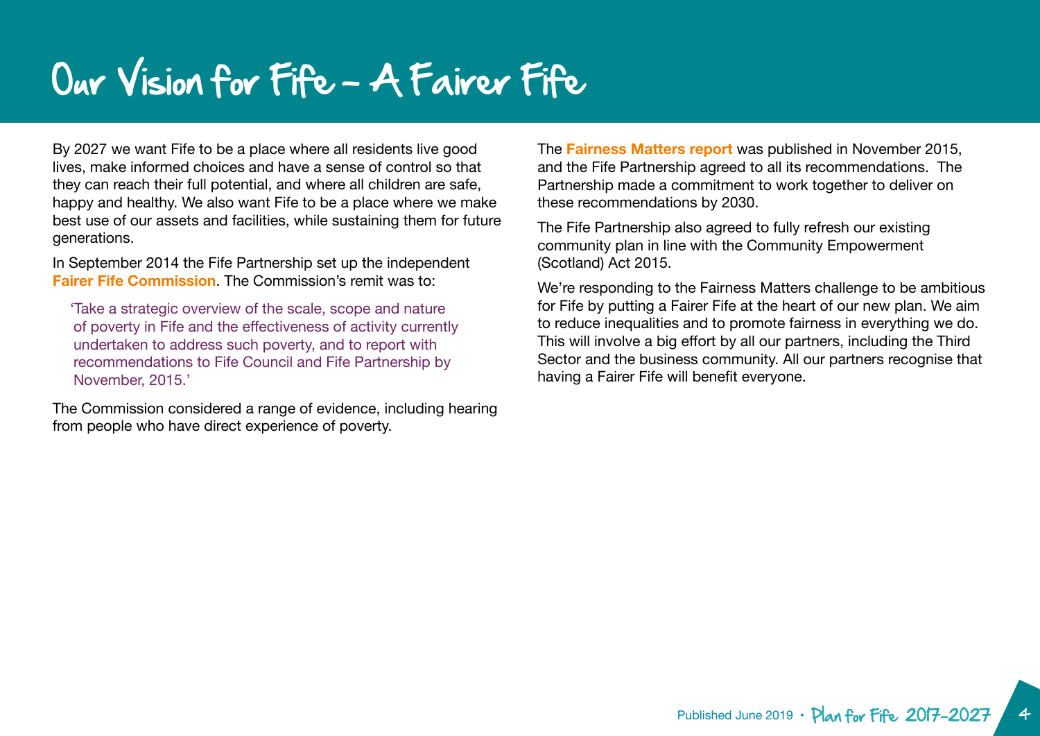# Our Vision for Fife – A Fairer Fife

By 2027 we want Fife to be a place where all residents live good lives, make informed choices and have a sense of control so that they can reach their full potential, and where all children are safe, happy and healthy. We also want Fife to be a place where we make best use of our assets and facilities, while sustaining them for future generations.

In September 2014 the Fife Partnership set up the independent **Fairer Fife Commission**. The Commission's remit was to:

> 'Take a strategic overview of the scale, scope and nature of poverty in Fife and the effectiveness of activity currently undertaken to address such poverty, and to report with recommendations to Fife Council and Fife Partnership by November, 2015.'

The Commission considered a range of evidence, including hearing from people who have direct experience of poverty.

The **Fairness Matters report** was published in November 2015, and the Fife Partnership agreed to all its recommendations. The Partnership made a commitment to work together to deliver on these recommendations by 2030.

The Fife Partnership also agreed to fully refresh our existing community plan in line with the Community Empowerment (Scotland) Act 2015.

We're responding to the Fairness Matters challenge to be ambitious for Fife by putting a Fairer Fife at the heart of our new plan. We aim to reduce inequalities and to promote fairness in everything we do. This will involve a big effort by all our partners, including the Third Sector and the business community. All our partners recognise that having a Fairer Fife will benefit everyone.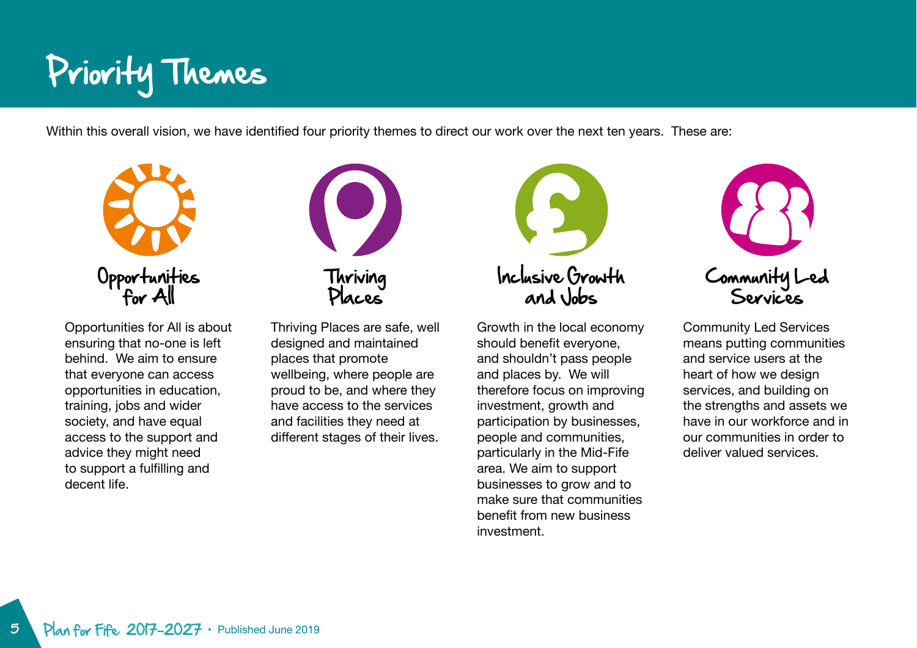# Priority Themes

Within this overall vision, we have identified four priority themes to direct our work over the next ten years. These are:

## Opportunities for All

Opportunities for All is about ensuring that no-one is left behind. We aim to ensure that everyone can access opportunities in education, training, jobs and wider society, and have equal access to the support and advice they might need to support a fulfilling and decent life.

## Thriving Places

Thriving Places are safe, well designed and maintained places that promote wellbeing, where people are proud to be, and where they have access to the services and facilities they need at different stages of their lives.

## Inclusive Growth and Jobs

Growth in the local economy should benefit everyone, and shouldn't pass people and places by. We will therefore focus on improving investment, growth and participation by businesses, people and communities, particularly in the Mid-Fife area. We aim to support businesses to grow and to make sure that communities benefit from new business investment.

## Community Led Services

Community Led Services means putting communities and service users at the heart of how we design services, and building on the strengths and assets we have in our workforce and in our communities in order to deliver valued services.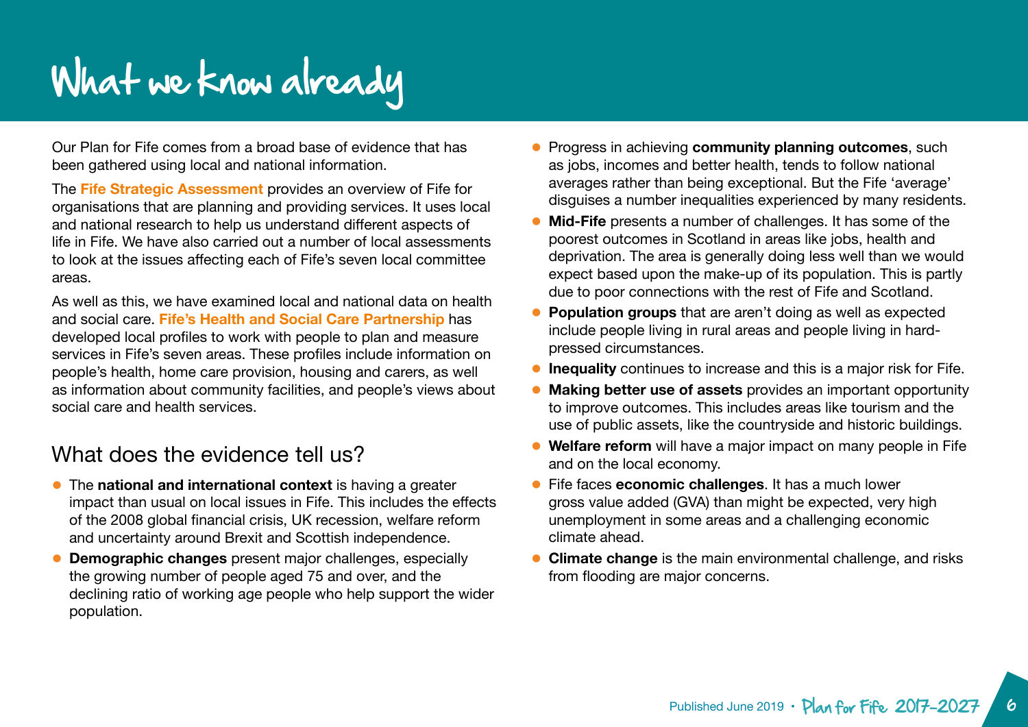# What we know already

Our Plan for Fife comes from a broad base of evidence that has been gathered using local and national information.

The **Fife Strategic Assessment** provides an overview of Fife for organisations that are planning and providing services. It uses local and national research to help us understand different aspects of life in Fife. We have also carried out a number of local assessments to look at the issues affecting each of Fife's seven local committee areas.

As well as this, we have examined local and national data on health and social care. **Fife's Health and Social Care Partnership** has developed local profiles to work with people to plan and measure services in Fife's seven areas. These profiles include information on people's health, home care provision, housing and carers, as well as information about community facilities, and people's views about social care and health services.

## What does the evidence tell us?

- The **national and international context** is having a greater impact than usual on local issues in Fife. This includes the effects of the 2008 global financial crisis, UK recession, welfare reform and uncertainty around Brexit and Scottish independence.
- **Demographic changes** present major challenges, especially the growing number of people aged 75 and over, and the declining ratio of working age people who help support the wider population.
- Progress in achieving **community planning outcomes**, such as jobs, incomes and better health, tends to follow national averages rather than being exceptional. But the Fife 'average' disguises a number inequalities experienced by many residents.
- **Mid-Fife** presents a number of challenges. It has some of the poorest outcomes in Scotland in areas like jobs, health and deprivation. The area is generally doing less well than we would expect based upon the make-up of its population. This is partly due to poor connections with the rest of Fife and Scotland.
- **Population groups** that are aren't doing as well as expected include people living in rural areas and people living in hard-pressed circumstances.
- **Inequality** continues to increase and this is a major risk for Fife.
- **Making better use of assets** provides an important opportunity to improve outcomes. This includes areas like tourism and the use of public assets, like the countryside and historic buildings.
- **Welfare reform** will have a major impact on many people in Fife and on the local economy.
- Fife faces **economic challenges**. It has a much lower gross value added (GVA) than might be expected, very high unemployment in some areas and a challenging economic climate ahead.
- **Climate change** is the main environmental challenge, and risks from flooding are major concerns.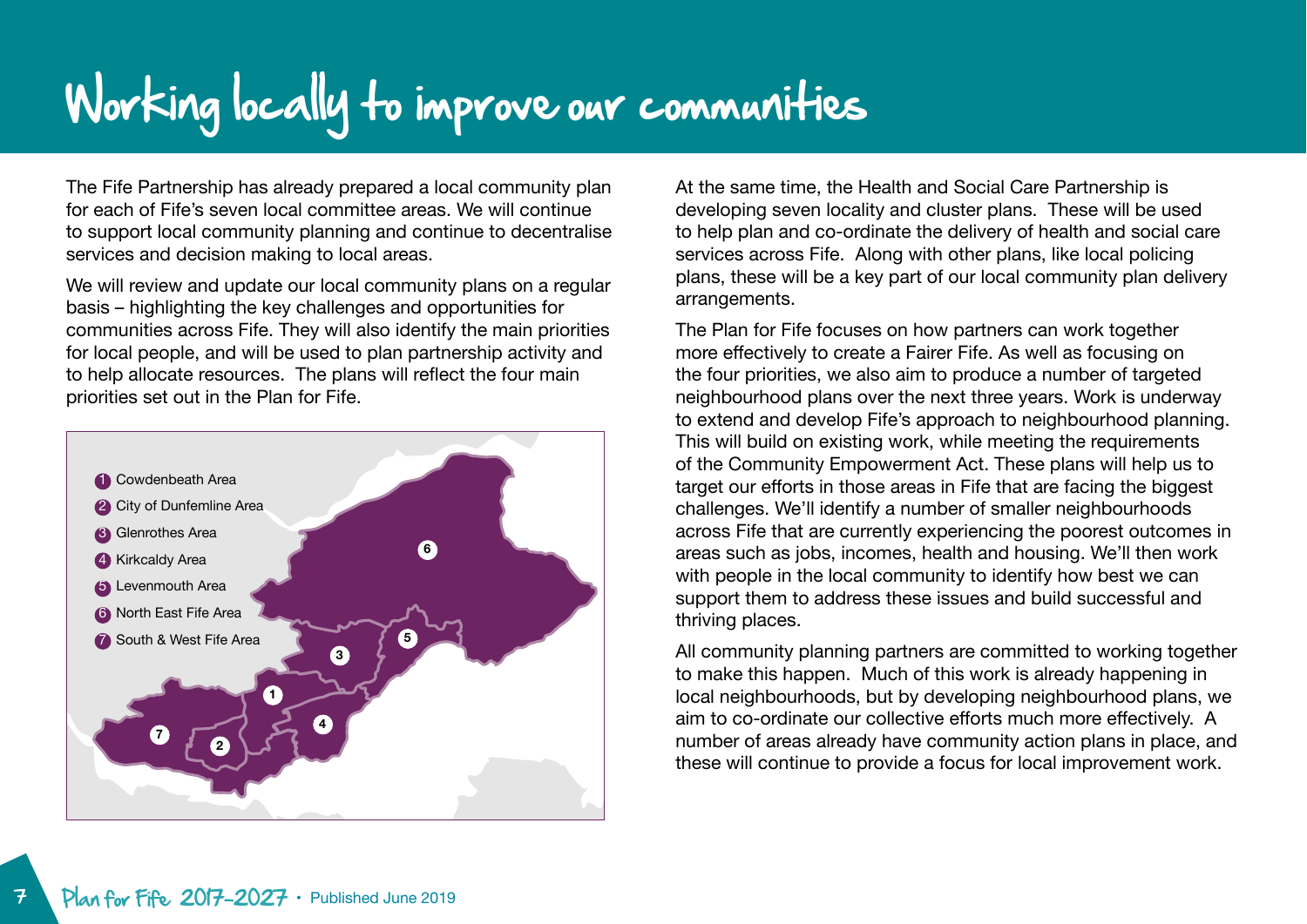# Working locally to improve our communities

The Fife Partnership has already prepared a local community plan for each of Fife's seven local committee areas. We will continue to support local community planning and continue to decentralise services and decision making to local areas.

We will review and update our local community plans on a regular basis – highlighting the key challenges and opportunities for communities across Fife. They will also identify the main priorities for local people, and will be used to plan partnership activity and to help allocate resources. The plans will reflect the four main priorities set out in the Plan for Fife.

1. Cowdenbeath Area
2. City of Dunfermline Area
3. Glenrothes Area
4. Kirkcaldy Area
5. Levenmouth Area
6. North East Fife Area
7. South & West Fife Area

At the same time, the Health and Social Care Partnership is developing seven locality and cluster plans. These will be used to help plan and co-ordinate the delivery of health and social care services across Fife. Along with other plans, like local policing plans, these will be a key part of our local community plan delivery arrangements.

The Plan for Fife focuses on how partners can work together more effectively to create a Fairer Fife. As well as focusing on the four priorities, we also aim to produce a number of targeted neighbourhood plans over the next three years. Work is underway to extend and develop Fife's approach to neighbourhood planning. This will build on existing work, while meeting the requirements of the Community Empowerment Act. These plans will help us to target our efforts in those areas in Fife that are facing the biggest challenges. We'll identify a number of smaller neighbourhoods across Fife that are currently experiencing the poorest outcomes in areas such as jobs, incomes, health and housing. We'll then work with people in the local community to identify how best we can support them to address these issues and build successful and thriving places.

All community planning partners are committed to working together to make this happen. Much of this work is already happening in local neighbourhoods, but by developing neighbourhood plans, we aim to co-ordinate our collective efforts much more effectively. A number of areas already have community action plans in place, and these will continue to provide a focus for local improvement work.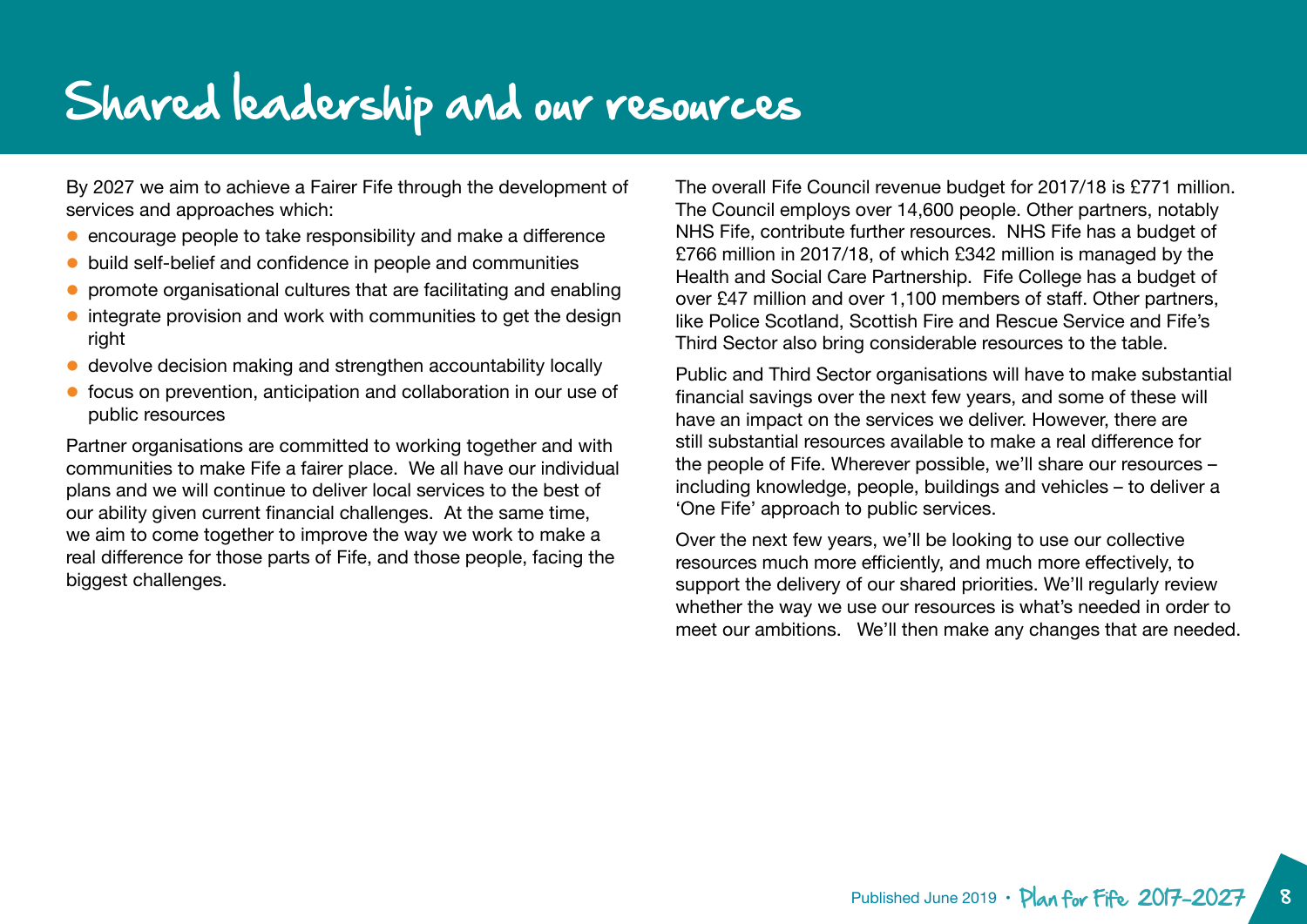# Shared leadership and our resources

By 2027 we aim to achieve a Fairer Fife through the development of services and approaches which:

- encourage people to take responsibility and make a difference
- build self-belief and confidence in people and communities
- promote organisational cultures that are facilitating and enabling
- integrate provision and work with communities to get the design right
- devolve decision making and strengthen accountability locally
- focus on prevention, anticipation and collaboration in our use of public resources

Partner organisations are committed to working together and with communities to make Fife a fairer place. We all have our individual plans and we will continue to deliver local services to the best of our ability given current financial challenges. At the same time, we aim to come together to improve the way we work to make a real difference for those parts of Fife, and those people, facing the biggest challenges.

The overall Fife Council revenue budget for 2017/18 is £771 million. The Council employs over 14,600 people. Other partners, notably NHS Fife, contribute further resources. NHS Fife has a budget of £766 million in 2017/18, of which £342 million is managed by the Health and Social Care Partnership. Fife College has a budget of over £47 million and over 1,100 members of staff. Other partners, like Police Scotland, Scottish Fire and Rescue Service and Fife's Third Sector also bring considerable resources to the table.

Public and Third Sector organisations will have to make substantial financial savings over the next few years, and some of these will have an impact on the services we deliver. However, there are still substantial resources available to make a real difference for the people of Fife. Wherever possible, we'll share our resources – including knowledge, people, buildings and vehicles – to deliver a 'One Fife' approach to public services.

Over the next few years, we'll be looking to use our collective resources much more efficiently, and much more effectively, to support the delivery of our shared priorities. We'll regularly review whether the way we use our resources is what's needed in order to meet our ambitions. We'll then make any changes that are needed.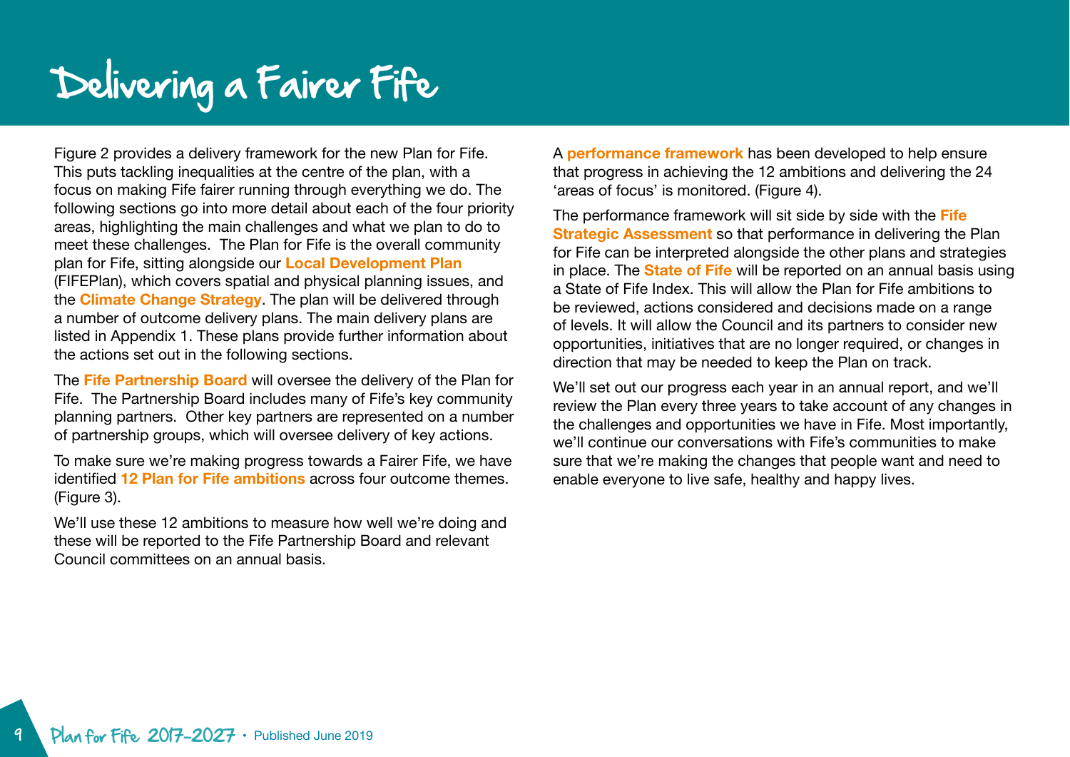# Delivering a Fairer Fife

Figure 2 provides a delivery framework for the new Plan for Fife. This puts tackling inequalities at the centre of the plan, with a focus on making Fife fairer running through everything we do. The following sections go into more detail about each of the four priority areas, highlighting the main challenges and what we plan to do to meet these challenges. The Plan for Fife is the overall community plan for Fife, sitting alongside our **Local Development Plan** (FIFEPlan), which covers spatial and physical planning issues, and the **Climate Change Strategy**. The plan will be delivered through a number of outcome delivery plans. The main delivery plans are listed in Appendix 1. These plans provide further information about the actions set out in the following sections.

The **Fife Partnership Board** will oversee the delivery of the Plan for Fife. The Partnership Board includes many of Fife's key community planning partners. Other key partners are represented on a number of partnership groups, which will oversee delivery of key actions.

To make sure we're making progress towards a Fairer Fife, we have identified **12 Plan for Fife ambitions** across four outcome themes. (Figure 3).

We'll use these 12 ambitions to measure how well we're doing and these will be reported to the Fife Partnership Board and relevant Council committees on an annual basis.

A **performance framework** has been developed to help ensure that progress in achieving the 12 ambitions and delivering the 24 'areas of focus' is monitored. (Figure 4).

The performance framework will sit side by side with the **Fife Strategic Assessment** so that performance in delivering the Plan for Fife can be interpreted alongside the other plans and strategies in place. The **State of Fife** will be reported on an annual basis using a State of Fife Index. This will allow the Plan for Fife ambitions to be reviewed, actions considered and decisions made on a range of levels. It will allow the Council and its partners to consider new opportunities, initiatives that are no longer required, or changes in direction that may be needed to keep the Plan on track.

We'll set out our progress each year in an annual report, and we'll review the Plan every three years to take account of any changes in the challenges and opportunities we have in Fife. Most importantly, we'll continue our conversations with Fife's communities to make sure that we're making the changes that people want and need to enable everyone to live safe, healthy and happy lives.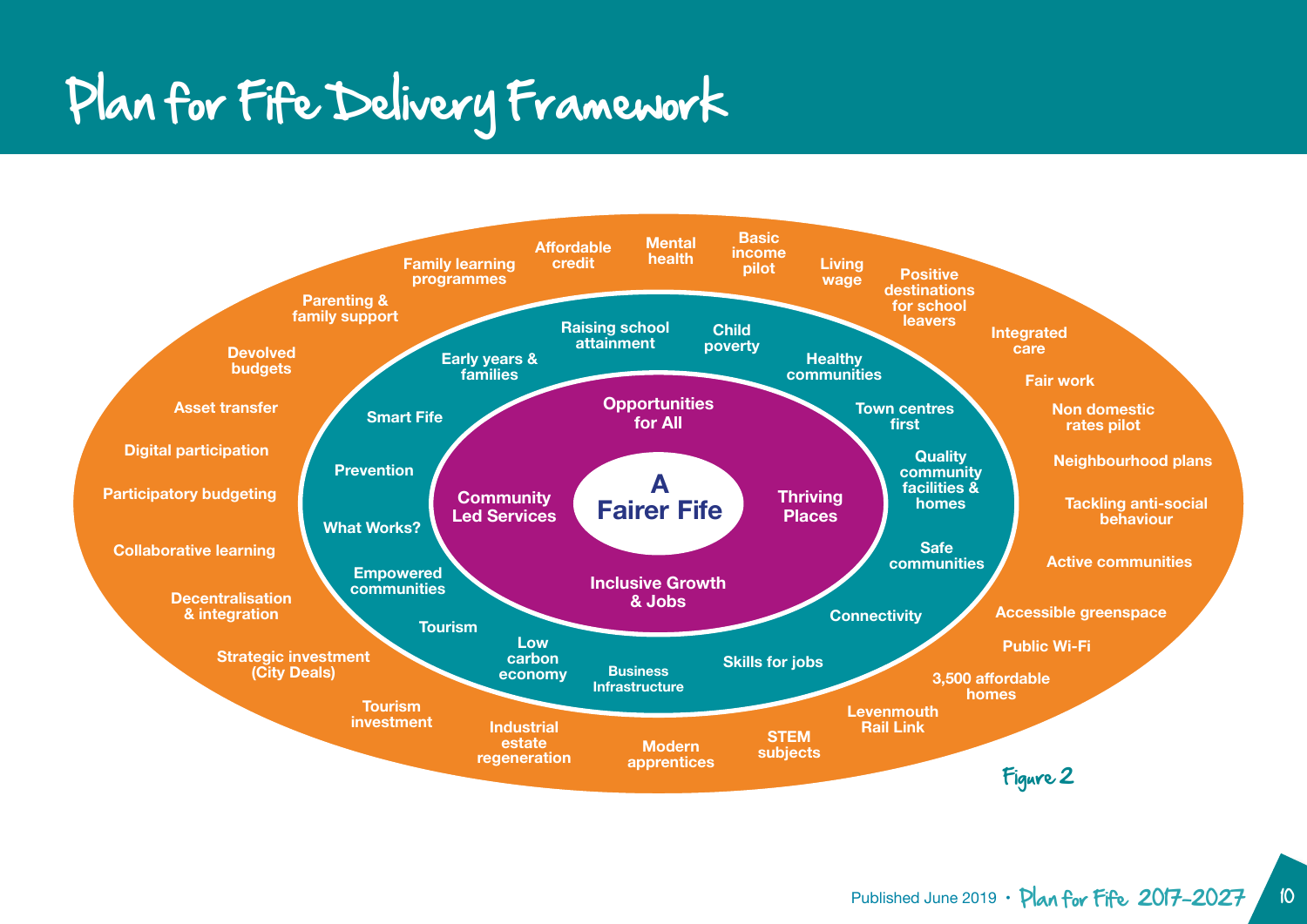# Plan for Fife Delivery Framework

**A Fairer Fife**

**Opportunities for All** · **Thriving Places** · **Inclusive Growth & Jobs** · **Community Led Services**

- Raising school attainment
- Child poverty
- Healthy communities
- Town centres first
- Quality community facilities & homes
- Safe communities
- Connectivity
- Skills for jobs
- Business Infrastructure
- Low carbon economy
- Tourism
- Empowered communities
- What Works?
- Prevention
- Smart Fife
- Early years & families

- Family learning programmes
- Affordable credit
- Mental health
- Basic income pilot
- Living wage
- Positive destinations for school leavers
- Integrated care
- Fair work
- Non domestic rates pilot
- Neighbourhood plans
- Tackling anti-social behaviour
- Active communities
- Accessible greenspace
- Public Wi-Fi
- 3,500 affordable homes
- Levenmouth Rail Link
- STEM subjects
- Modern apprentices
- Industrial estate regeneration
- Tourism investment
- Strategic investment (City Deals)
- Decentralisation & integration
- Collaborative learning
- Participatory budgeting
- Digital participation
- Asset transfer
- Devolved budgets
- Parenting & family support

Figure 2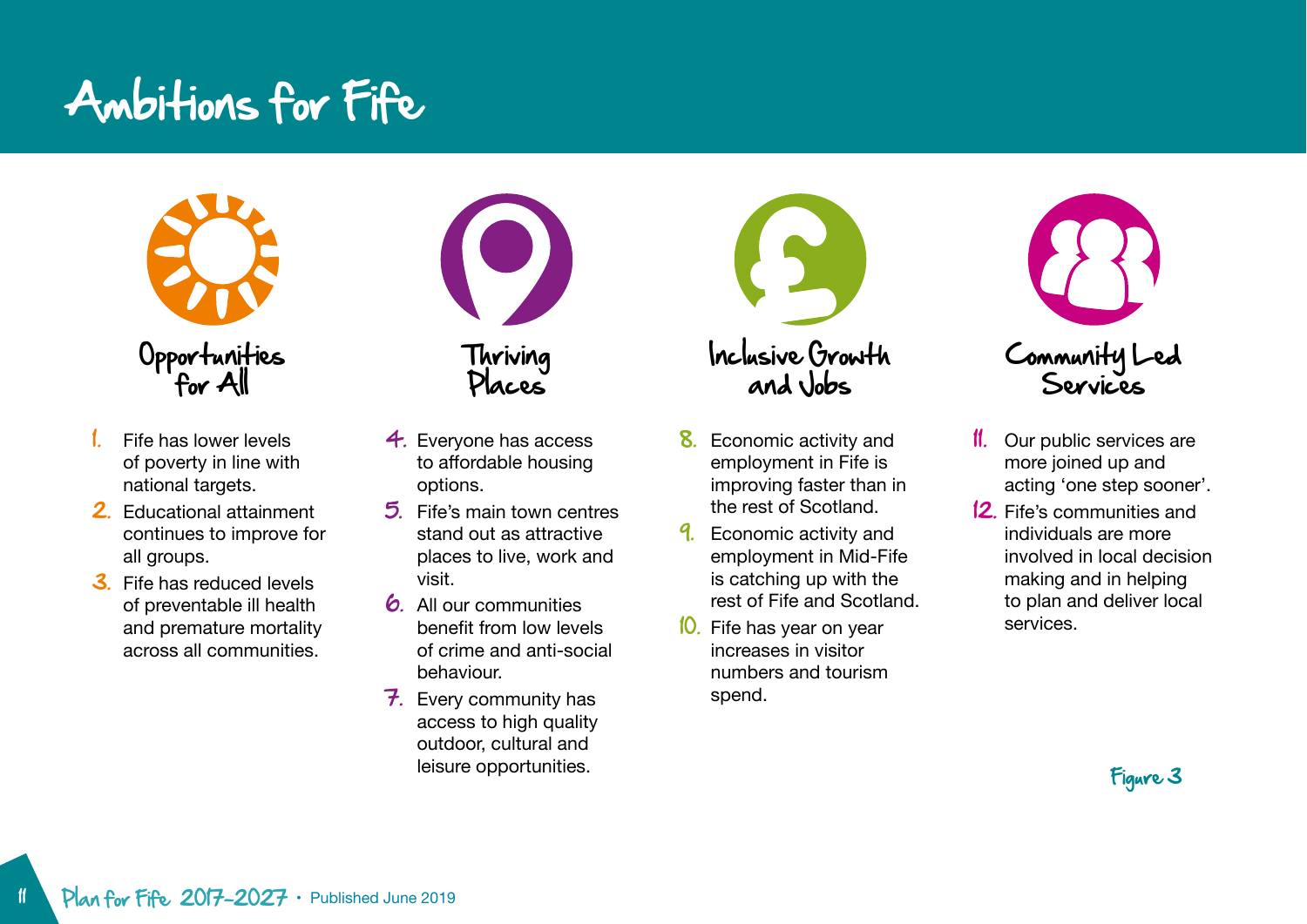# Ambitions for Fife

## Opportunities for All

1. Fife has lower levels of poverty in line with national targets.
2. Educational attainment continues to improve for all groups.
3. Fife has reduced levels of preventable ill health and premature mortality across all communities.

## Thriving Places

4. Everyone has access to affordable housing options.
5. Fife's main town centres stand out as attractive places to live, work and visit.
6. All our communities benefit from low levels of crime and anti-social behaviour.
7. Every community has access to high quality outdoor, cultural and leisure opportunities.

## Inclusive Growth and Jobs

8. Economic activity and employment in Fife is improving faster than in the rest of Scotland.
9. Economic activity and employment in Mid-Fife is catching up with the rest of Fife and Scotland.
10. Fife has year on year increases in visitor numbers and tourism spend.

## Community Led Services

11. Our public services are more joined up and acting 'one step sooner'.
12. Fife's communities and individuals are more involved in local decision making and in helping to plan and deliver local services.

Figure 3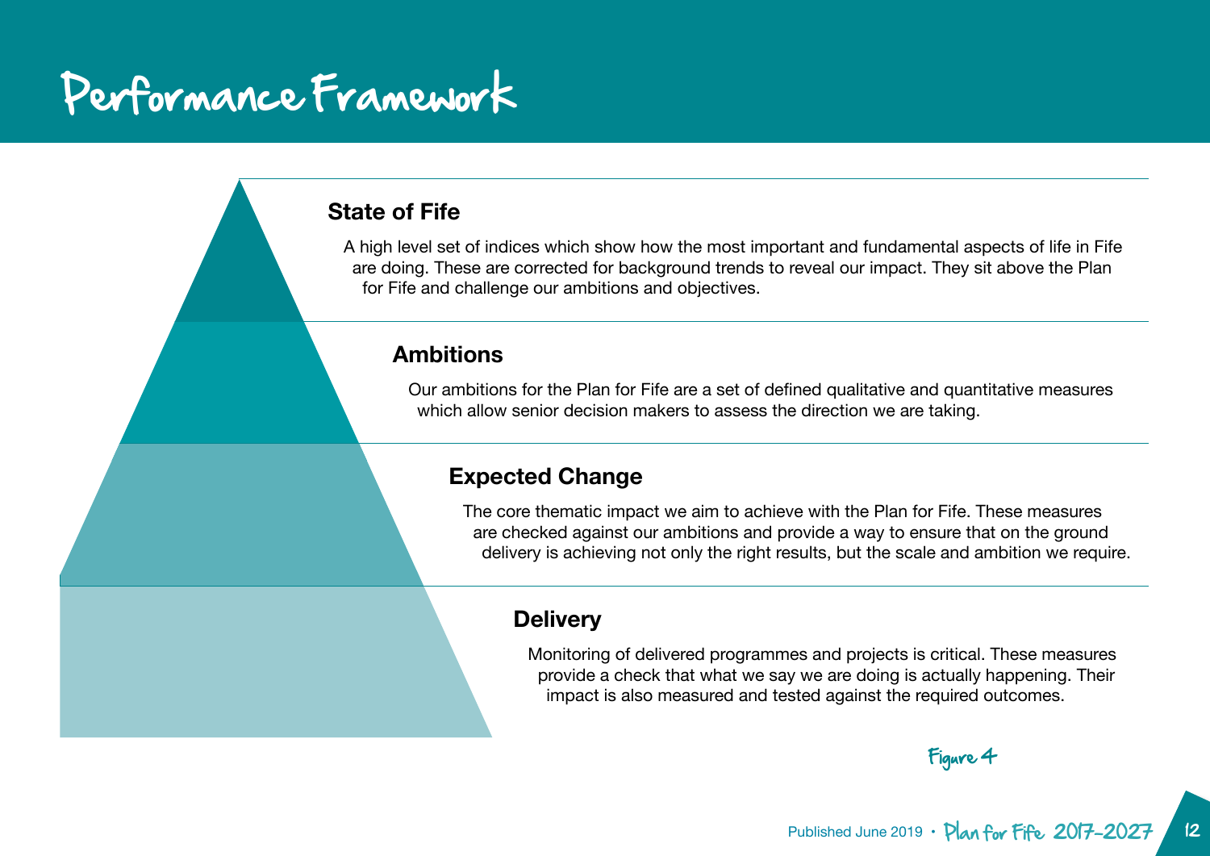# Performance Framework

### State of Fife

A high level set of indices which show how the most important and fundamental aspects of life in Fife are doing. These are corrected for background trends to reveal our impact. They sit above the Plan for Fife and challenge our ambitions and objectives.

### Ambitions

Our ambitions for the Plan for Fife are a set of defined qualitative and quantitative measures which allow senior decision makers to assess the direction we are taking.

### Expected Change

The core thematic impact we aim to achieve with the Plan for Fife. These measures are checked against our ambitions and provide a way to ensure that on the ground delivery is achieving not only the right results, but the scale and ambition we require.

### Delivery

Monitoring of delivered programmes and projects is critical. These measures provide a check that what we say we are doing is actually happening. Their impact is also measured and tested against the required outcomes.

Figure 4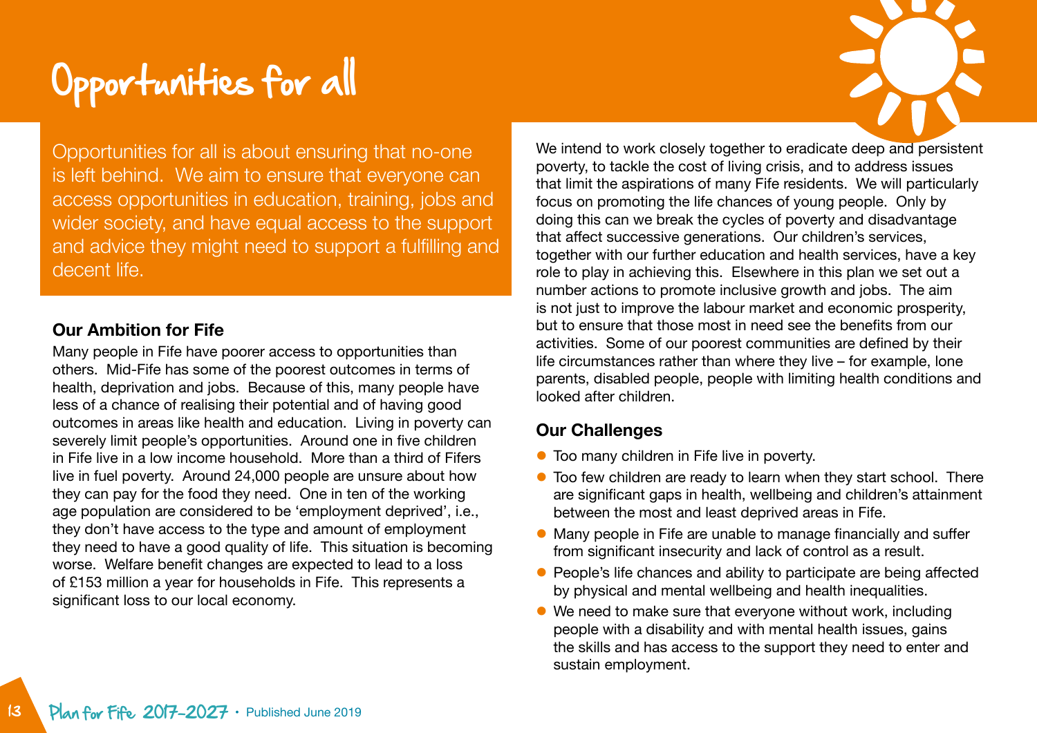# Opportunities for all

Opportunities for all is about ensuring that no-one is left behind. We aim to ensure that everyone can access opportunities in education, training, jobs and wider society, and have equal access to the support and advice they might need to support a fulfilling and decent life.

### Our Ambition for Fife

Many people in Fife have poorer access to opportunities than others. Mid-Fife has some of the poorest outcomes in terms of health, deprivation and jobs. Because of this, many people have less of a chance of realising their potential and of having good outcomes in areas like health and education. Living in poverty can severely limit people's opportunities. Around one in five children in Fife live in a low income household. More than a third of Fifers live in fuel poverty. Around 24,000 people are unsure about how they can pay for the food they need. One in ten of the working age population are considered to be 'employment deprived', i.e., they don't have access to the type and amount of employment they need to have a good quality of life. This situation is becoming worse. Welfare benefit changes are expected to lead to a loss of £153 million a year for households in Fife. This represents a significant loss to our local economy.

We intend to work closely together to eradicate deep and persistent poverty, to tackle the cost of living crisis, and to address issues that limit the aspirations of many Fife residents. We will particularly focus on promoting the life chances of young people. Only by doing this can we break the cycles of poverty and disadvantage that affect successive generations. Our children's services, together with our further education and health services, have a key role to play in achieving this. Elsewhere in this plan we set out a number actions to promote inclusive growth and jobs. The aim is not just to improve the labour market and economic prosperity, but to ensure that those most in need see the benefits from our activities. Some of our poorest communities are defined by their life circumstances rather than where they live – for example, lone parents, disabled people, people with limiting health conditions and looked after children.

### Our Challenges

- Too many children in Fife live in poverty.
- Too few children are ready to learn when they start school. There are significant gaps in health, wellbeing and children's attainment between the most and least deprived areas in Fife.
- Many people in Fife are unable to manage financially and suffer from significant insecurity and lack of control as a result.
- People's life chances and ability to participate are being affected by physical and mental wellbeing and health inequalities.
- We need to make sure that everyone without work, including people with a disability and with mental health issues, gains the skills and has access to the support they need to enter and sustain employment.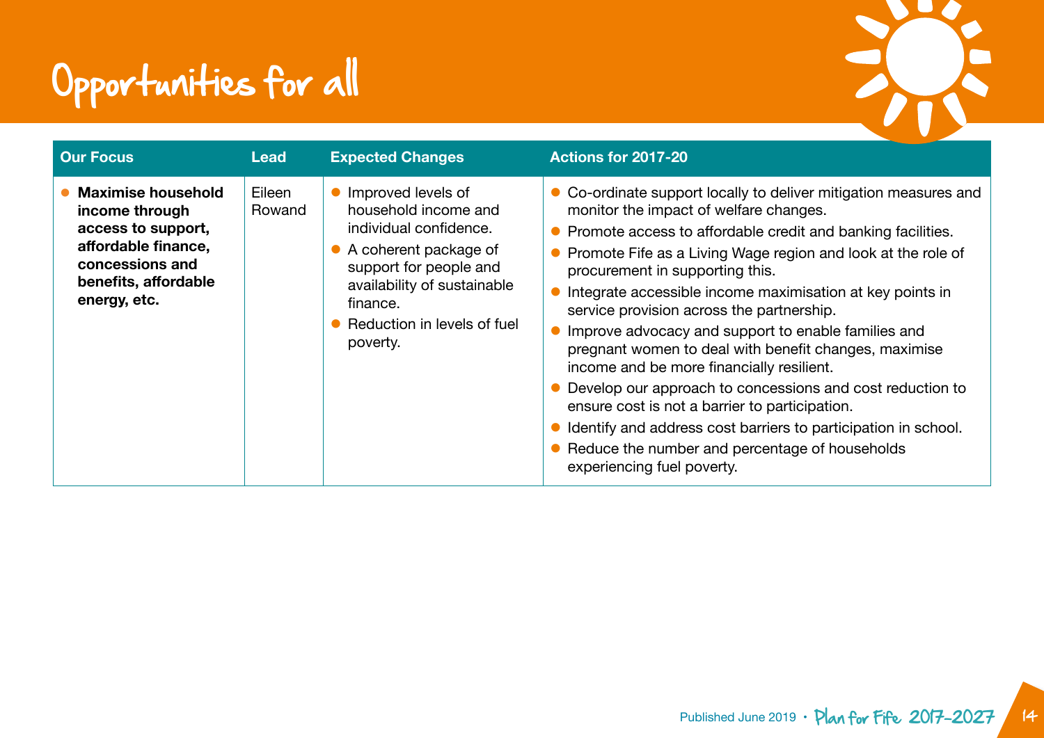# Opportunities for all

| Our Focus | Lead | Expected Changes | Actions for 2017-20 |
|---|---|---|---|
| • **Maximise household income through access to support, affordable finance, concessions and benefits, affordable energy, etc.** | Eileen Rowand | • Improved levels of household income and individual confidence.<br>• A coherent package of support for people and availability of sustainable finance.<br>• Reduction in levels of fuel poverty. | • Co-ordinate support locally to deliver mitigation measures and monitor the impact of welfare changes.<br>• Promote access to affordable credit and banking facilities.<br>• Promote Fife as a Living Wage region and look at the role of procurement in supporting this.<br>• Integrate accessible income maximisation at key points in service provision across the partnership.<br>• Improve advocacy and support to enable families and pregnant women to deal with benefit changes, maximise income and be more financially resilient.<br>• Develop our approach to concessions and cost reduction to ensure cost is not a barrier to participation.<br>• Identify and address cost barriers to participation in school.<br>• Reduce the number and percentage of households experiencing fuel poverty. |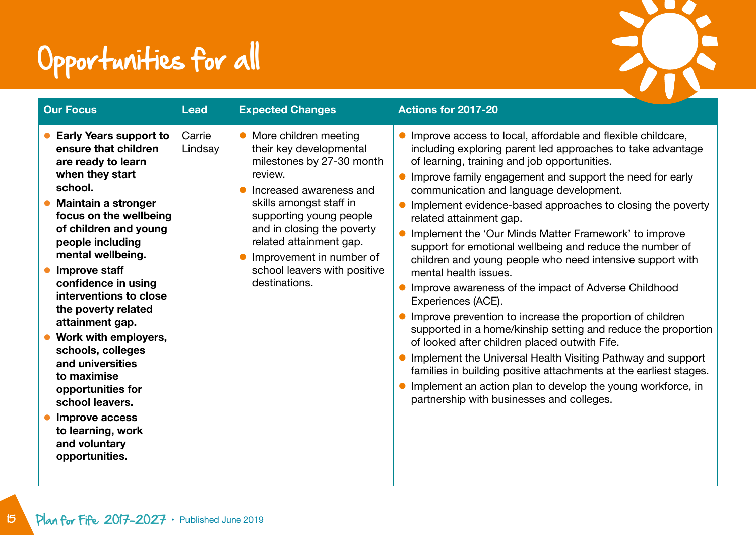# Opportunities for all

| Our Focus | Lead | Expected Changes | Actions for 2017-20 |
|---|---|---|---|
| • **Early Years support to ensure that children are ready to learn when they start school.**<br>• **Maintain a stronger focus on the wellbeing of children and young people including mental wellbeing.**<br>• **Improve staff confidence in using interventions to close the poverty related attainment gap.**<br>• **Work with employers, schools, colleges and universities to maximise opportunities for school leavers.**<br>• **Improve access to learning, work and voluntary opportunities.** | Carrie Lindsay | • More children meeting their key developmental milestones by 27-30 month review.<br>• Increased awareness and skills amongst staff in supporting young people and in closing the poverty related attainment gap.<br>• Improvement in number of school leavers with positive destinations. | • Improve access to local, affordable and flexible childcare, including exploring parent led approaches to take advantage of learning, training and job opportunities.<br>• Improve family engagement and support the need for early communication and language development.<br>• Implement evidence-based approaches to closing the poverty related attainment gap.<br>• Implement the 'Our Minds Matter Framework' to improve support for emotional wellbeing and reduce the number of children and young people who need intensive support with mental health issues.<br>• Improve awareness of the impact of Adverse Childhood Experiences (ACE).<br>• Improve prevention to increase the proportion of children supported in a home/kinship setting and reduce the proportion of looked after children placed outwith Fife.<br>• Implement the Universal Health Visiting Pathway and support families in building positive attachments at the earliest stages.<br>• Implement an action plan to develop the young workforce, in partnership with businesses and colleges. |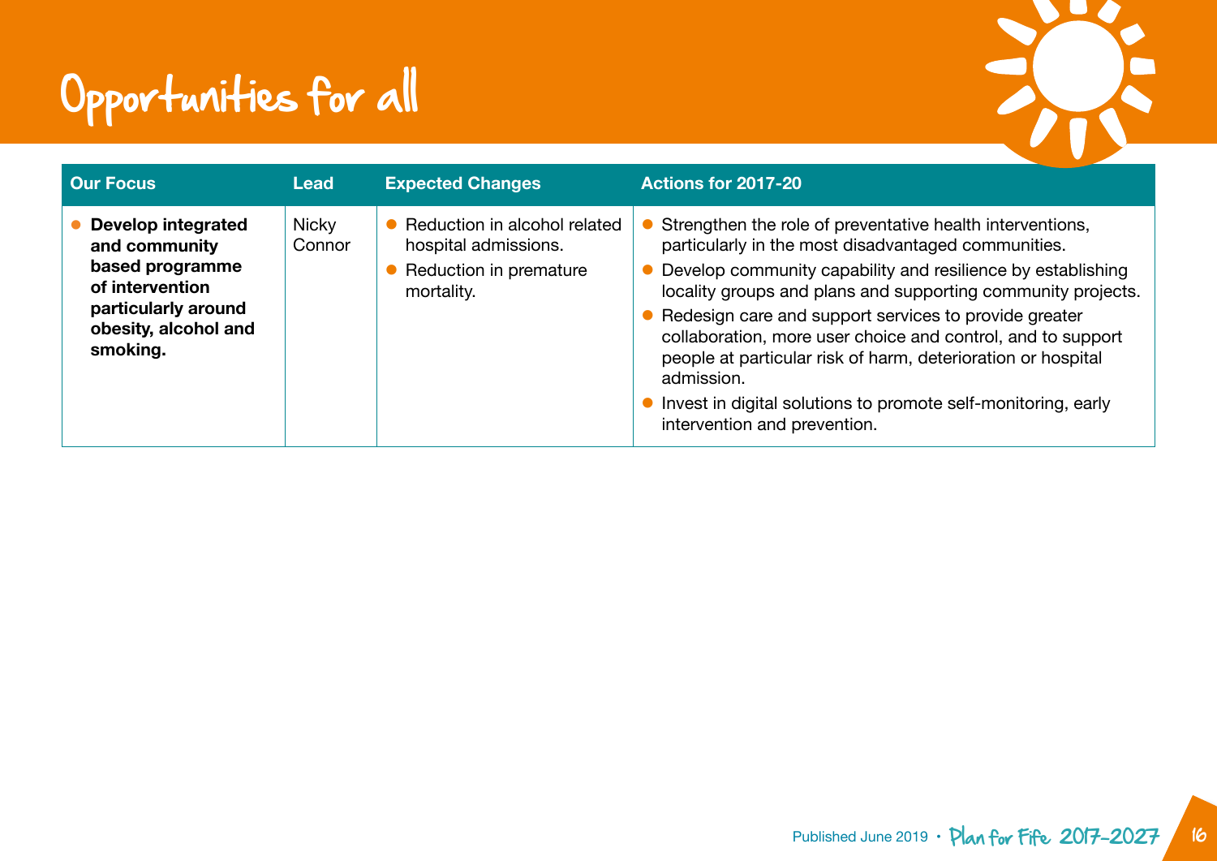# Opportunities for all

| Our Focus | Lead | Expected Changes | Actions for 2017-20 |
|---|---|---|---|
| • **Develop integrated and community based programme of intervention particularly around obesity, alcohol and smoking.** | Nicky Connor | • Reduction in alcohol related hospital admissions.<br>• Reduction in premature mortality. | • Strengthen the role of preventative health interventions, particularly in the most disadvantaged communities.<br>• Develop community capability and resilience by establishing locality groups and plans and supporting community projects.<br>• Redesign care and support services to provide greater collaboration, more user choice and control, and to support people at particular risk of harm, deterioration or hospital admission.<br>• Invest in digital solutions to promote self-monitoring, early intervention and prevention. |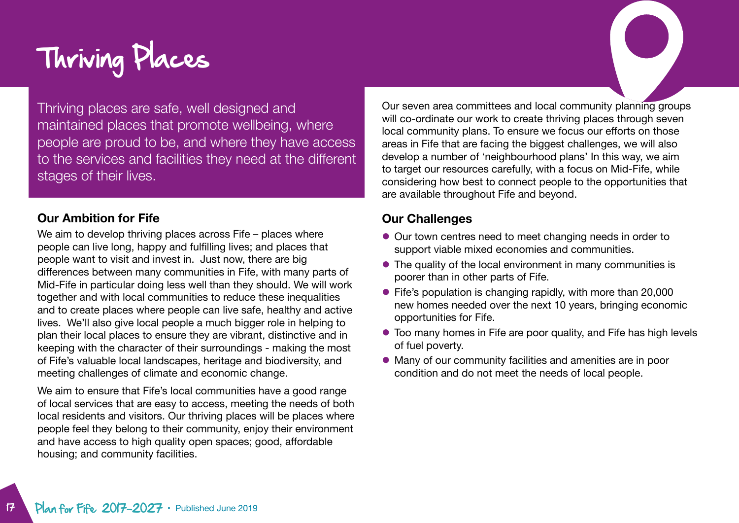# Thriving Places

Thriving places are safe, well designed and maintained places that promote wellbeing, where people are proud to be, and where they have access to the services and facilities they need at the different stages of their lives.

## Our Ambition for Fife

We aim to develop thriving places across Fife – places where people can live long, happy and fulfilling lives; and places that people want to visit and invest in. Just now, there are big differences between many communities in Fife, with many parts of Mid-Fife in particular doing less well than they should. We will work together and with local communities to reduce these inequalities and to create places where people can live safe, healthy and active lives. We'll also give local people a much bigger role in helping to plan their local places to ensure they are vibrant, distinctive and in keeping with the character of their surroundings - making the most of Fife's valuable local landscapes, heritage and biodiversity, and meeting challenges of climate and economic change.

We aim to ensure that Fife's local communities have a good range of local services that are easy to access, meeting the needs of both local residents and visitors. Our thriving places will be places where people feel they belong to their community, enjoy their environment and have access to high quality open spaces; good, affordable housing; and community facilities.

Our seven area committees and local community planning groups will co-ordinate our work to create thriving places through seven local community plans. To ensure we focus our efforts on those areas in Fife that are facing the biggest challenges, we will also develop a number of 'neighbourhood plans' In this way, we aim to target our resources carefully, with a focus on Mid-Fife, while considering how best to connect people to the opportunities that are available throughout Fife and beyond.

## Our Challenges

- Our town centres need to meet changing needs in order to support viable mixed economies and communities.
- The quality of the local environment in many communities is poorer than in other parts of Fife.
- Fife's population is changing rapidly, with more than 20,000 new homes needed over the next 10 years, bringing economic opportunities for Fife.
- Too many homes in Fife are poor quality, and Fife has high levels of fuel poverty.
- Many of our community facilities and amenities are in poor condition and do not meet the needs of local people.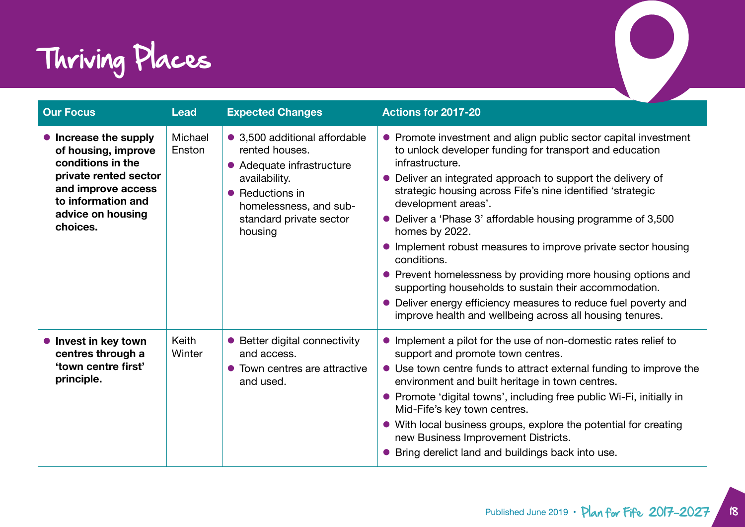# Thriving Places

| Our Focus | Lead | Expected Changes | Actions for 2017-20 |
|---|---|---|---|
| • **Increase the supply of housing, improve conditions in the private rented sector and improve access to information and advice on housing choices.** | Michael Enston | • 3,500 additional affordable rented houses.<br>• Adequate infrastructure availability.<br>• Reductions in homelessness, and sub-standard private sector housing | • Promote investment and align public sector capital investment to unlock developer funding for transport and education infrastructure.<br>• Deliver an integrated approach to support the delivery of strategic housing across Fife's nine identified 'strategic development areas'.<br>• Deliver a 'Phase 3' affordable housing programme of 3,500 homes by 2022.<br>• Implement robust measures to improve private sector housing conditions.<br>• Prevent homelessness by providing more housing options and supporting households to sustain their accommodation.<br>• Deliver energy efficiency measures to reduce fuel poverty and improve health and wellbeing across all housing tenures. |
| • **Invest in key town centres through a 'town centre first' principle.** | Keith Winter | • Better digital connectivity and access.<br>• Town centres are attractive and used. | • Implement a pilot for the use of non-domestic rates relief to support and promote town centres.<br>• Use town centre funds to attract external funding to improve the environment and built heritage in town centres.<br>• Promote 'digital towns', including free public Wi-Fi, initially in Mid-Fife's key town centres.<br>• With local business groups, explore the potential for creating new Business Improvement Districts.<br>• Bring derelict land and buildings back into use. |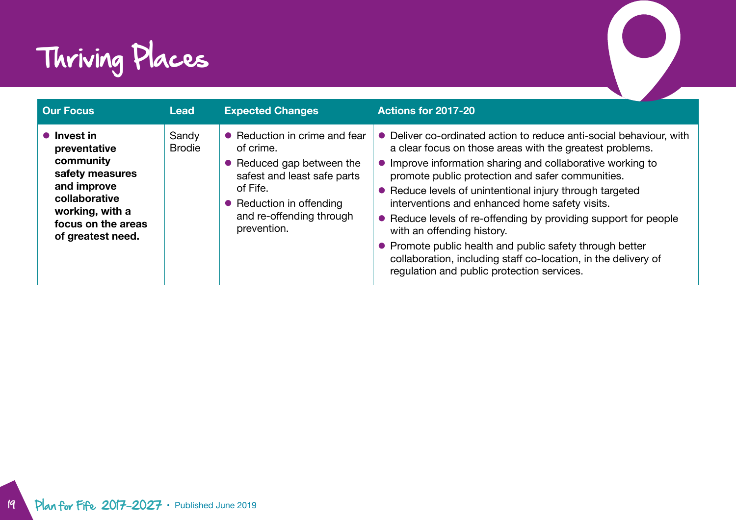# Thriving Places

| Our Focus | Lead | Expected Changes | Actions for 2017-20 |
|---|---|---|---|
| • **Invest in preventative community safety measures and improve collaborative working, with a focus on the areas of greatest need.** | Sandy Brodie | • Reduction in crime and fear of crime.<br>• Reduced gap between the safest and least safe parts of Fife.<br>• Reduction in offending and re-offending through prevention. | • Deliver co-ordinated action to reduce anti-social behaviour, with a clear focus on those areas with the greatest problems.<br>• Improve information sharing and collaborative working to promote public protection and safer communities.<br>• Reduce levels of unintentional injury through targeted interventions and enhanced home safety visits.<br>• Reduce levels of re-offending by providing support for people with an offending history.<br>• Promote public health and public safety through better collaboration, including staff co-location, in the delivery of regulation and public protection services. |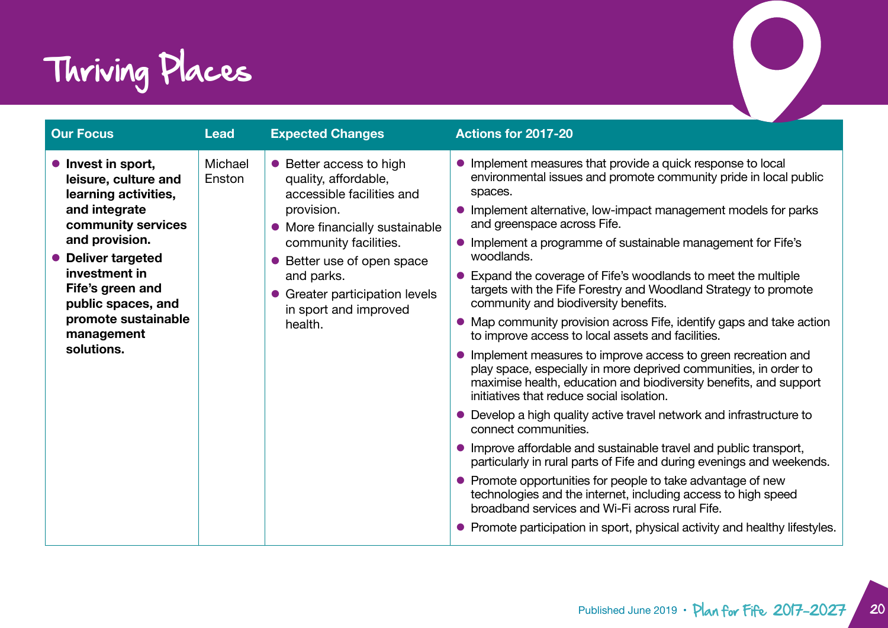# Thriving Places

| Our Focus | Lead | Expected Changes | Actions for 2017-20 |
|---|---|---|---|
| • **Invest in sport, leisure, culture and learning activities, and integrate community services and provision.**<br>• **Deliver targeted investment in Fife's green and public spaces, and promote sustainable management solutions.** | Michael Enston | • Better access to high quality, affordable, accessible facilities and provision.<br>• More financially sustainable community facilities.<br>• Better use of open space and parks.<br>• Greater participation levels in sport and improved health. | • Implement measures that provide a quick response to local environmental issues and promote community pride in local public spaces.<br>• Implement alternative, low-impact management models for parks and greenspace across Fife.<br>• Implement a programme of sustainable management for Fife's woodlands.<br>• Expand the coverage of Fife's woodlands to meet the multiple targets with the Fife Forestry and Woodland Strategy to promote community and biodiversity benefits.<br>• Map community provision across Fife, identify gaps and take action to improve access to local assets and facilities.<br>• Implement measures to improve access to green recreation and play space, especially in more deprived communities, in order to maximise health, education and biodiversity benefits, and support initiatives that reduce social isolation.<br>• Develop a high quality active travel network and infrastructure to connect communities.<br>• Improve affordable and sustainable travel and public transport, particularly in rural parts of Fife and during evenings and weekends.<br>• Promote opportunities for people to take advantage of new technologies and the internet, including access to high speed broadband services and Wi-Fi across rural Fife.<br>• Promote participation in sport, physical activity and healthy lifestyles. |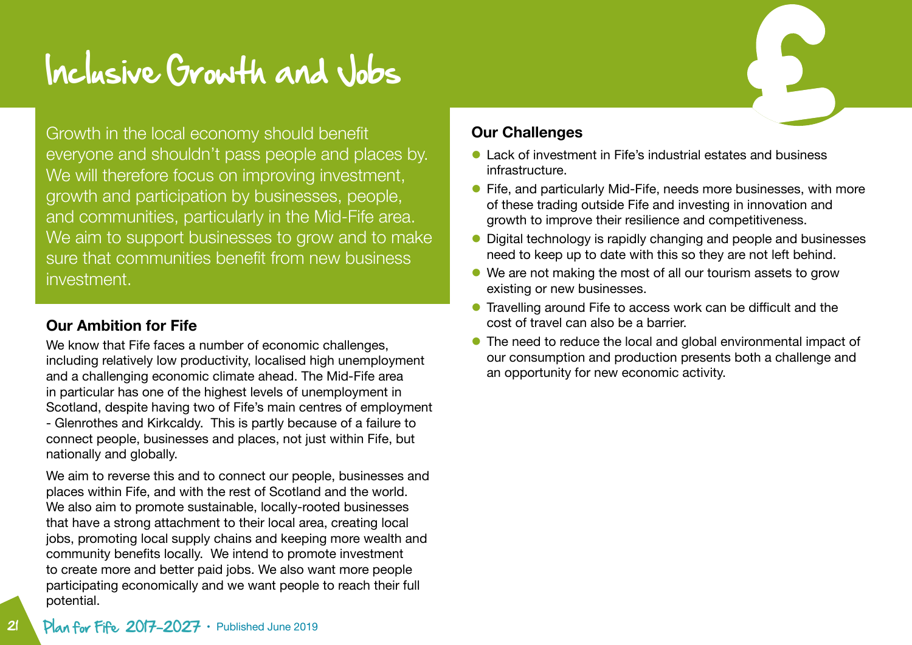# Inclusive Growth and Jobs

Growth in the local economy should benefit everyone and shouldn't pass people and places by. We will therefore focus on improving investment, growth and participation by businesses, people, and communities, particularly in the Mid-Fife area. We aim to support businesses to grow and to make sure that communities benefit from new business investment.

## Our Ambition for Fife

We know that Fife faces a number of economic challenges, including relatively low productivity, localised high unemployment and a challenging economic climate ahead. The Mid-Fife area in particular has one of the highest levels of unemployment in Scotland, despite having two of Fife's main centres of employment - Glenrothes and Kirkcaldy. This is partly because of a failure to connect people, businesses and places, not just within Fife, but nationally and globally.

We aim to reverse this and to connect our people, businesses and places within Fife, and with the rest of Scotland and the world. We also aim to promote sustainable, locally-rooted businesses that have a strong attachment to their local area, creating local jobs, promoting local supply chains and keeping more wealth and community benefits locally. We intend to promote investment to create more and better paid jobs. We also want more people participating economically and we want people to reach their full potential.

## Our Challenges

- Lack of investment in Fife's industrial estates and business infrastructure.
- Fife, and particularly Mid-Fife, needs more businesses, with more of these trading outside Fife and investing in innovation and growth to improve their resilience and competitiveness.
- Digital technology is rapidly changing and people and businesses need to keep up to date with this so they are not left behind.
- We are not making the most of all our tourism assets to grow existing or new businesses.
- Travelling around Fife to access work can be difficult and the cost of travel can also be a barrier.
- The need to reduce the local and global environmental impact of our consumption and production presents both a challenge and an opportunity for new economic activity.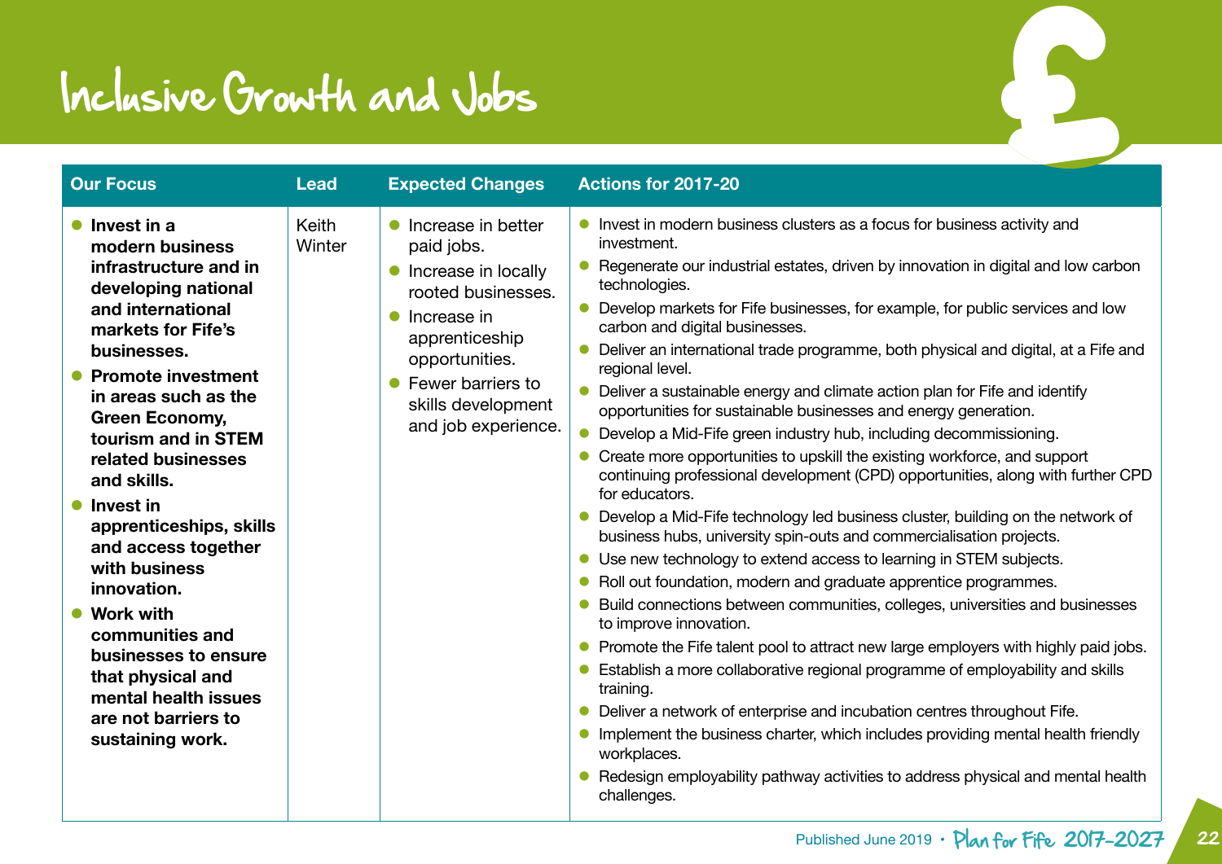# Inclusive Growth and Jobs

| Our Focus | Lead | Expected Changes | Actions for 2017-20 |
|---|---|---|---|
| • **Invest in a modern business infrastructure and in developing national and international markets for Fife's businesses.**<br>• **Promote investment in areas such as the Green Economy, tourism and in STEM related businesses and skills.**<br>• **Invest in apprenticeships, skills and access together with business innovation.**<br>• **Work with communities and businesses to ensure that physical and mental health issues are not barriers to sustaining work.** | Keith Winter | • Increase in better paid jobs.<br>• Increase in locally rooted businesses.<br>• Increase in apprenticeship opportunities.<br>• Fewer barriers to skills development and job experience. | • Invest in modern business clusters as a focus for business activity and investment.<br>• Regenerate our industrial estates, driven by innovation in digital and low carbon technologies.<br>• Develop markets for Fife businesses, for example, for public services and low carbon and digital businesses.<br>• Deliver an international trade programme, both physical and digital, at a Fife and regional level.<br>• Deliver a sustainable energy and climate action plan for Fife and identify opportunities for sustainable businesses and energy generation.<br>• Develop a Mid-Fife green industry hub, including decommissioning.<br>• Create more opportunities to upskill the existing workforce, and support continuing professional development (CPD) opportunities, along with further CPD for educators.<br>• Develop a Mid-Fife technology led business cluster, building on the network of business hubs, university spin-outs and commercialisation projects.<br>• Use new technology to extend access to learning in STEM subjects.<br>• Roll out foundation, modern and graduate apprentice programmes.<br>• Build connections between communities, colleges, universities and businesses to improve innovation.<br>• Promote the Fife talent pool to attract new large employers with highly paid jobs.<br>• Establish a more collaborative regional programme of employability and skills training.<br>• Deliver a network of enterprise and incubation centres throughout Fife.<br>• Implement the business charter, which includes providing mental health friendly workplaces.<br>• Redesign employability pathway activities to address physical and mental health challenges. |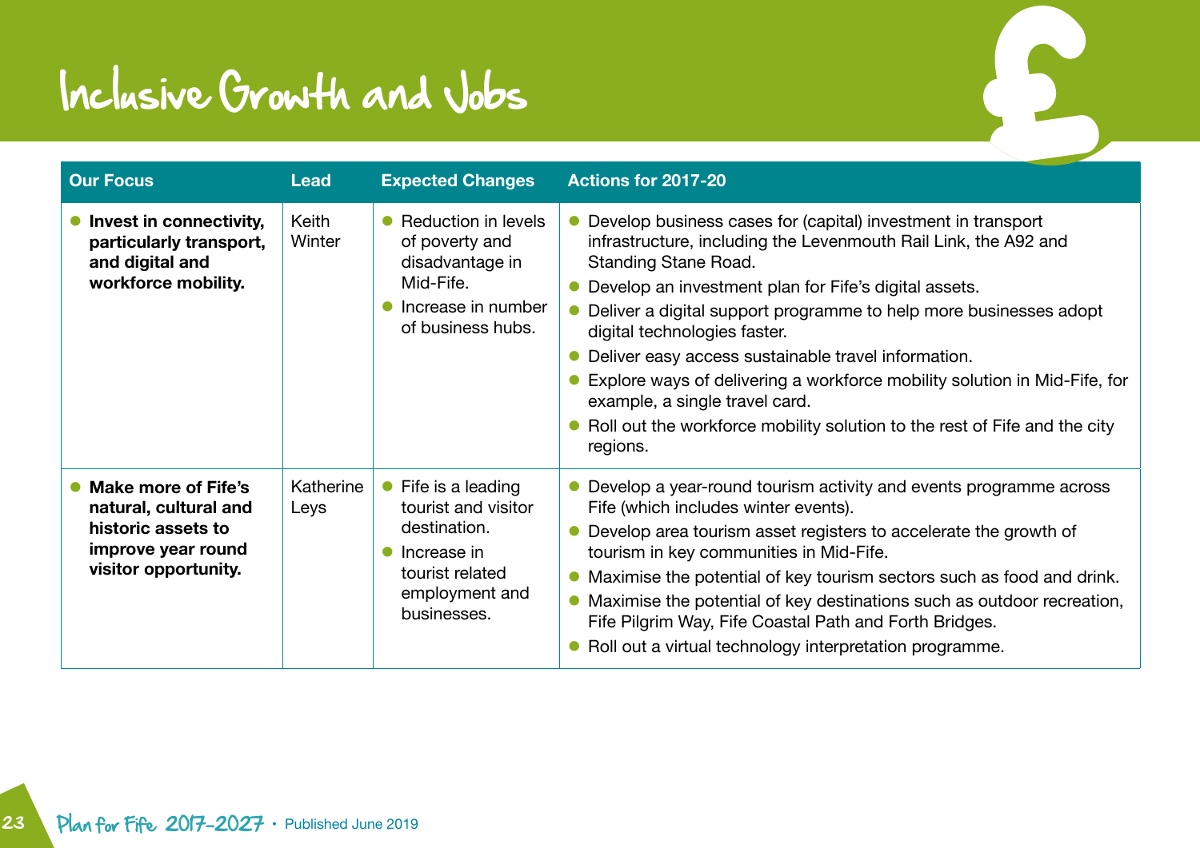# Inclusive Growth and Jobs

| Our Focus | Lead | Expected Changes | Actions for 2017-20 |
| --- | --- | --- | --- |
| • **Invest in connectivity, particularly transport, and digital and workforce mobility.** | Keith Winter | • Reduction in levels of poverty and disadvantage in Mid-Fife.<br>• Increase in number of business hubs. | • Develop business cases for (capital) investment in transport infrastructure, including the Levenmouth Rail Link, the A92 and Standing Stane Road.<br>• Develop an investment plan for Fife's digital assets.<br>• Deliver a digital support programme to help more businesses adopt digital technologies faster.<br>• Deliver easy access sustainable travel information.<br>• Explore ways of delivering a workforce mobility solution in Mid-Fife, for example, a single travel card.<br>• Roll out the workforce mobility solution to the rest of Fife and the city regions. |
| • **Make more of Fife's natural, cultural and historic assets to improve year round visitor opportunity.** | Katherine Leys | • Fife is a leading tourist and visitor destination.<br>• Increase in tourist related employment and businesses. | • Develop a year-round tourism activity and events programme across Fife (which includes winter events).<br>• Develop area tourism asset registers to accelerate the growth of tourism in key communities in Mid-Fife.<br>• Maximise the potential of key tourism sectors such as food and drink.<br>• Maximise the potential of key destinations such as outdoor recreation, Fife Pilgrim Way, Fife Coastal Path and Forth Bridges.<br>• Roll out a virtual technology interpretation programme. |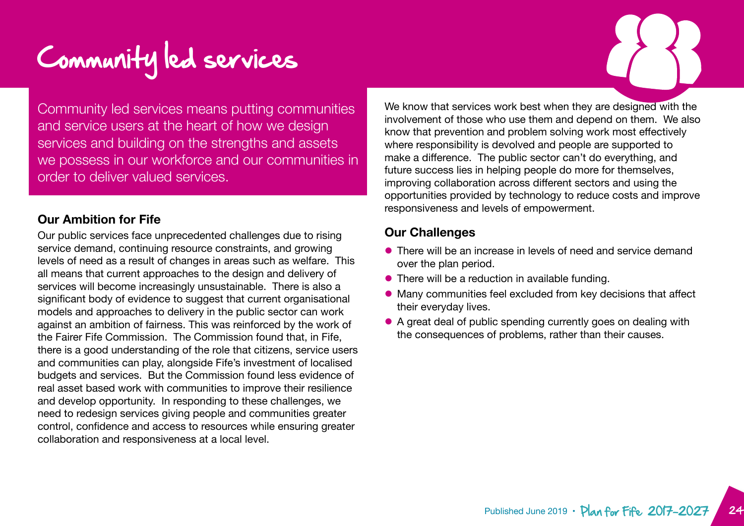# Community led services

Community led services means putting communities and service users at the heart of how we design services and building on the strengths and assets we possess in our workforce and our communities in order to deliver valued services.

### Our Ambition for Fife

Our public services face unprecedented challenges due to rising service demand, continuing resource constraints, and growing levels of need as a result of changes in areas such as welfare. This all means that current approaches to the design and delivery of services will become increasingly unsustainable. There is also a significant body of evidence to suggest that current organisational models and approaches to delivery in the public sector can work against an ambition of fairness. This was reinforced by the work of the Fairer Fife Commission. The Commission found that, in Fife, there is a good understanding of the role that citizens, service users and communities can play, alongside Fife's investment of localised budgets and services. But the Commission found less evidence of real asset based work with communities to improve their resilience and develop opportunity. In responding to these challenges, we need to redesign services giving people and communities greater control, confidence and access to resources while ensuring greater collaboration and responsiveness at a local level.

We know that services work best when they are designed with the involvement of those who use them and depend on them. We also know that prevention and problem solving work most effectively where responsibility is devolved and people are supported to make a difference. The public sector can't do everything, and future success lies in helping people do more for themselves, improving collaboration across different sectors and using the opportunities provided by technology to reduce costs and improve responsiveness and levels of empowerment.

### Our Challenges

- There will be an increase in levels of need and service demand over the plan period.
- There will be a reduction in available funding.
- Many communities feel excluded from key decisions that affect their everyday lives.
- A great deal of public spending currently goes on dealing with the consequences of problems, rather than their causes.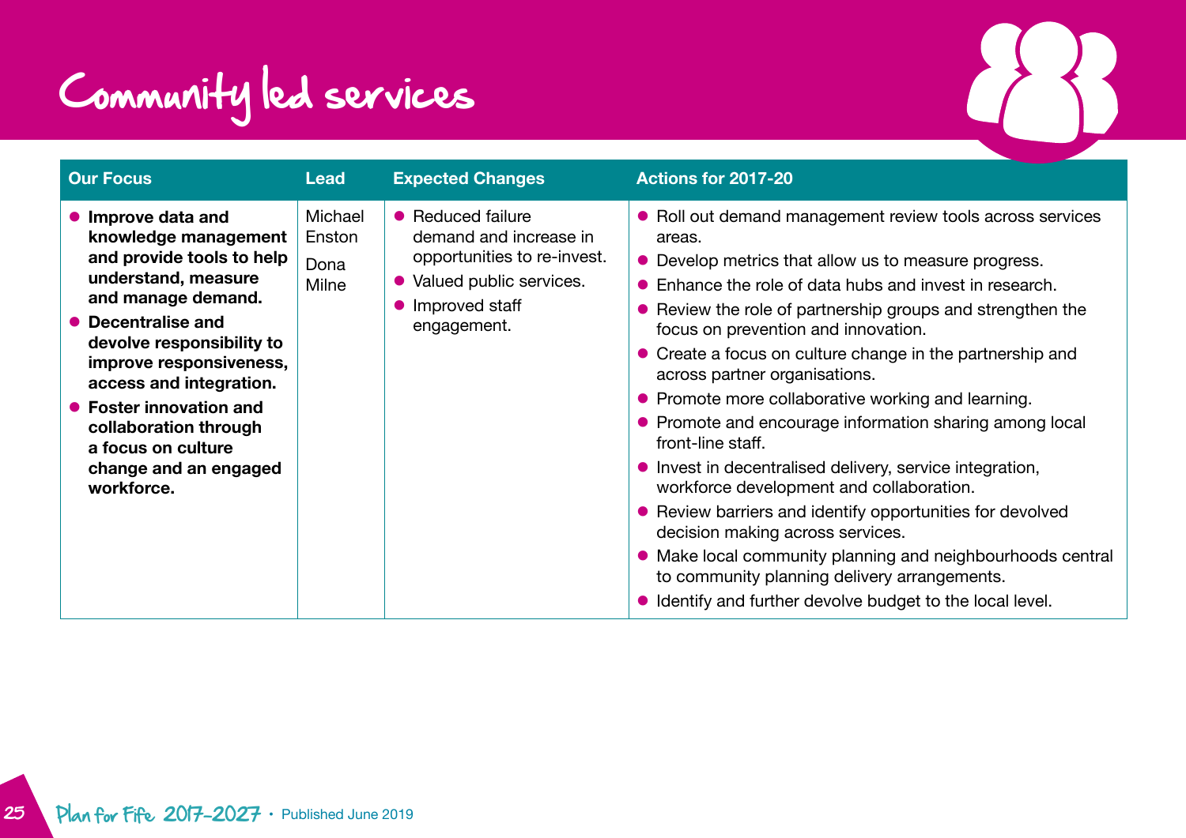# Community led services

| Our Focus | Lead | Expected Changes | Actions for 2017-20 |
|---|---|---|---|
| • **Improve data and knowledge management and provide tools to help understand, measure and manage demand.**<br>• **Decentralise and devolve responsibility to improve responsiveness, access and integration.**<br>• **Foster innovation and collaboration through a focus on culture change and an engaged workforce.** | Michael Enston<br>Dona Milne | • Reduced failure demand and increase in opportunities to re-invest.<br>• Valued public services.<br>• Improved staff engagement. | • Roll out demand management review tools across services areas.<br>• Develop metrics that allow us to measure progress.<br>• Enhance the role of data hubs and invest in research.<br>• Review the role of partnership groups and strengthen the focus on prevention and innovation.<br>• Create a focus on culture change in the partnership and across partner organisations.<br>• Promote more collaborative working and learning.<br>• Promote and encourage information sharing among local front-line staff.<br>• Invest in decentralised delivery, service integration, workforce development and collaboration.<br>• Review barriers and identify opportunities for devolved decision making across services.<br>• Make local community planning and neighbourhoods central to community planning delivery arrangements.<br>• Identify and further devolve budget to the local level. |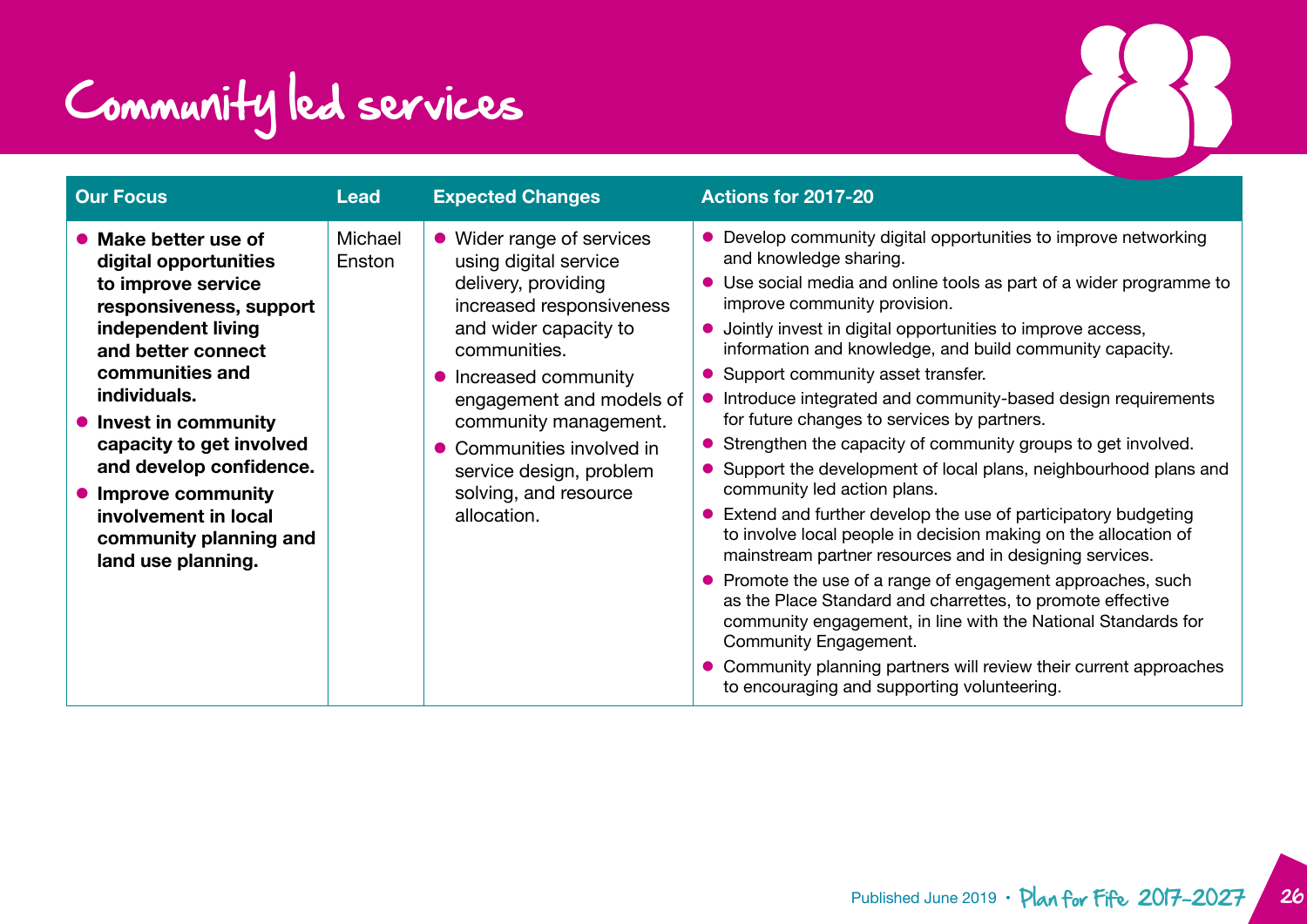# Community led services

| Our Focus | Lead | Expected Changes | Actions for 2017-20 |
| --- | --- | --- | --- |
| • **Make better use of digital opportunities to improve service responsiveness, support independent living and better connect communities and individuals.**<br>• **Invest in community capacity to get involved and develop confidence.**<br>• **Improve community involvement in local community planning and land use planning.** | Michael Enston | • Wider range of services using digital service delivery, providing increased responsiveness and wider capacity to communities.<br>• Increased community engagement and models of community management.<br>• Communities involved in service design, problem solving, and resource allocation. | • Develop community digital opportunities to improve networking and knowledge sharing.<br>• Use social media and online tools as part of a wider programme to improve community provision.<br>• Jointly invest in digital opportunities to improve access, information and knowledge, and build community capacity.<br>• Support community asset transfer.<br>• Introduce integrated and community-based design requirements for future changes to services by partners.<br>• Strengthen the capacity of community groups to get involved.<br>• Support the development of local plans, neighbourhood plans and community led action plans.<br>• Extend and further develop the use of participatory budgeting to involve local people in decision making on the allocation of mainstream partner resources and in designing services.<br>• Promote the use of a range of engagement approaches, such as the Place Standard and charrettes, to promote effective community engagement, in line with the National Standards for Community Engagement.<br>• Community planning partners will review their current approaches to encouraging and supporting volunteering. |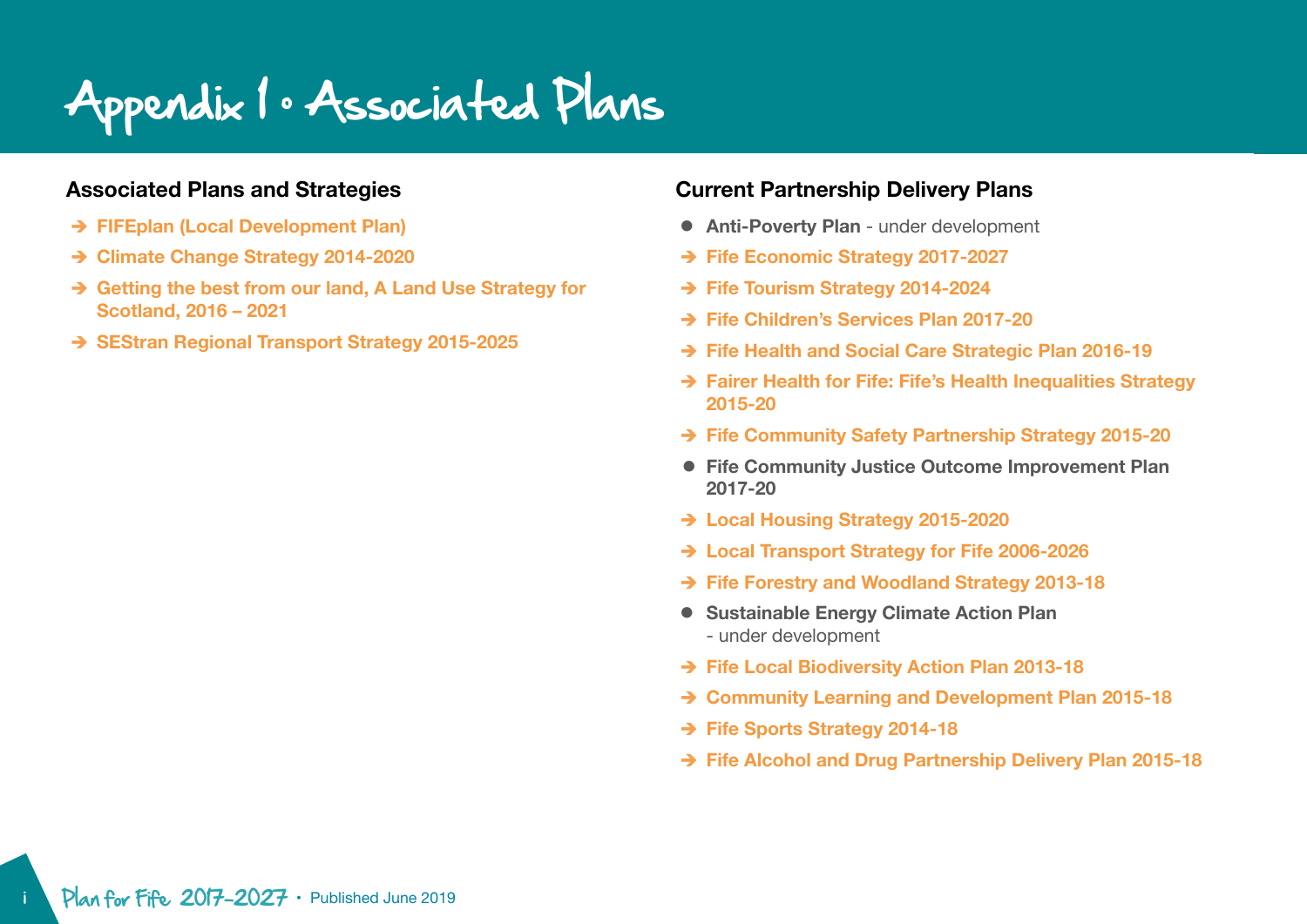# Appendix 1 • Associated Plans

## Associated Plans and Strategies

- ➔ **FIFEplan (Local Development Plan)**
- ➔ **Climate Change Strategy 2014-2020**
- ➔ **Getting the best from our land, A Land Use Strategy for Scotland, 2016 – 2021**
- ➔ **SEStran Regional Transport Strategy 2015-2025**

## Current Partnership Delivery Plans

- **Anti-Poverty Plan** - under development
- ➔ **Fife Economic Strategy 2017-2027**
- ➔ **Fife Tourism Strategy 2014-2024**
- ➔ **Fife Children's Services Plan 2017-20**
- ➔ **Fife Health and Social Care Strategic Plan 2016-19**
- ➔ **Fairer Health for Fife: Fife's Health Inequalities Strategy 2015-20**
- ➔ **Fife Community Safety Partnership Strategy 2015-20**
- **Fife Community Justice Outcome Improvement Plan 2017-20**
- ➔ **Local Housing Strategy 2015-2020**
- ➔ **Local Transport Strategy for Fife 2006-2026**
- ➔ **Fife Forestry and Woodland Strategy 2013-18**
- **Sustainable Energy Climate Action Plan** - under development
- ➔ **Fife Local Biodiversity Action Plan 2013-18**
- ➔ **Community Learning and Development Plan 2015-18**
- ➔ **Fife Sports Strategy 2014-18**
- ➔ **Fife Alcohol and Drug Partnership Delivery Plan 2015-18**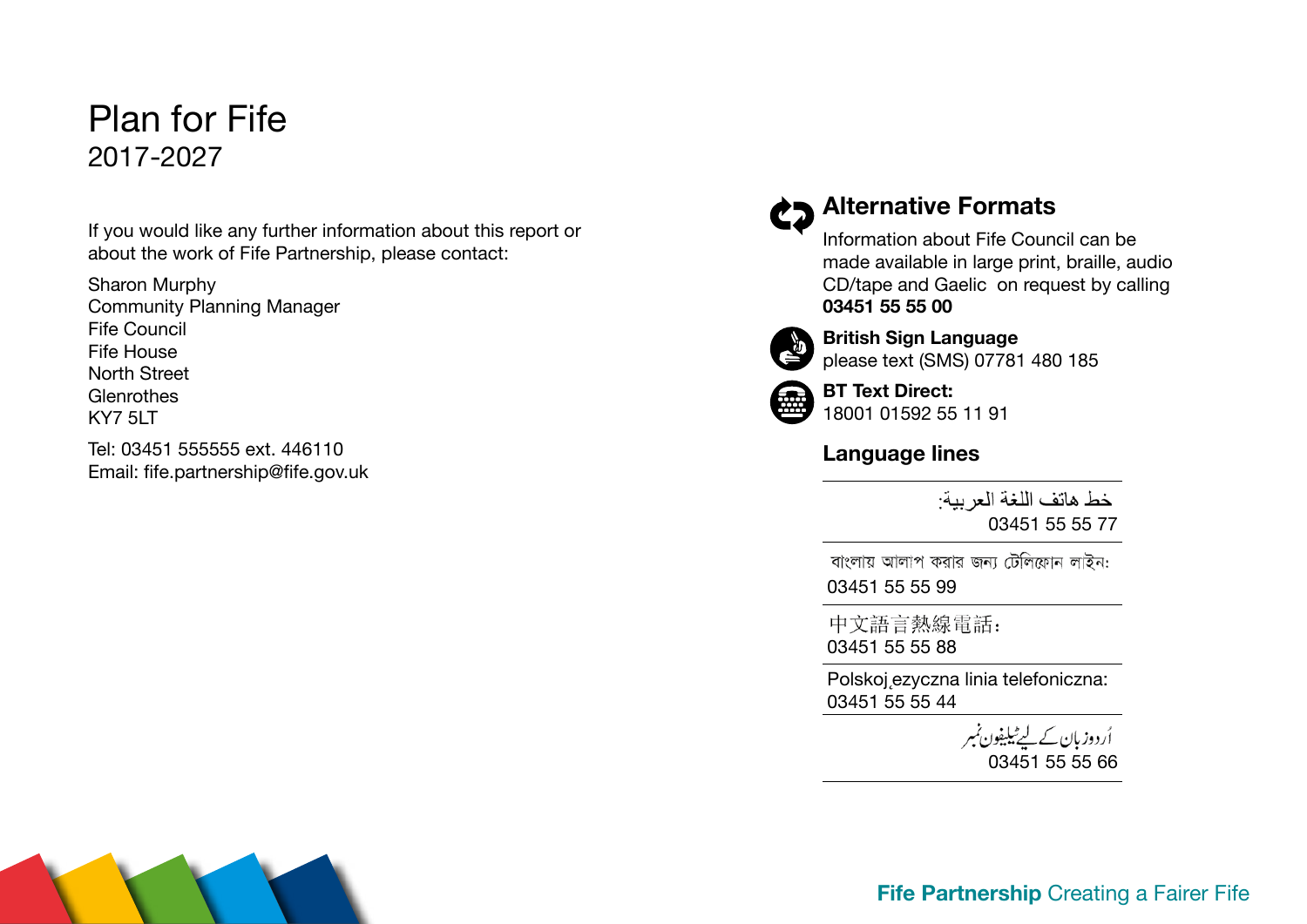# Plan for Fife
2017-2027

If you would like any further information about this report or about the work of Fife Partnership, please contact:

Sharon Murphy
Community Planning Manager
Fife Council
Fife House
North Street
Glenrothes
KY7 5LT

Tel: 03451 555555 ext. 446110
Email: fife.partnership@fife.gov.uk

## Alternative Formats

Information about Fife Council can be made available in large print, braille, audio CD/tape and Gaelic on request by calling **03451 55 55 00**

**British Sign Language**
please text (SMS) 07781 480 185

**BT Text Direct:**
18001 01592 55 11 91

### Language lines

خط هاتف اللغة العربية:
03451 55 55 77

বাংলায় আলাপ করার জন্য টেলিফোন লাইন:
03451 55 55 99

中文語言熱線電話：
03451 55 55 88

Polskojęzyczna linia telefoniczna:
03451 55 55 44

اُردو زبان کے لیے ٹیلیفون نمبر
03451 55 55 66

**Fife Partnership** Creating a Fairer Fife